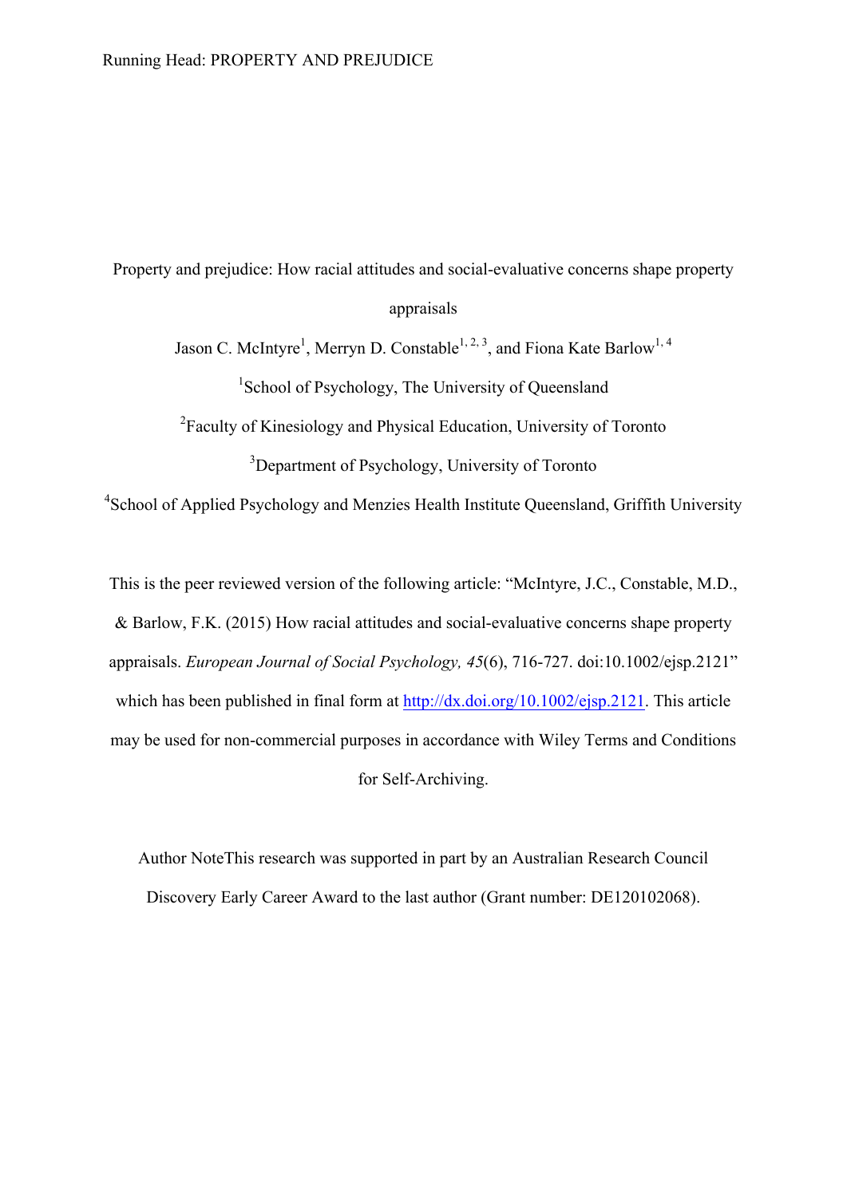# Property and prejudice: How racial attitudes and social-evaluative concerns shape property appraisals

Jason C. McIntyre[1], Merryn D. Constable[1, 2, 3], and Fiona Kate Barlow[1, 4]

[1]School of Psychology, The University of Queensland

[2]Faculty of Kinesiology and Physical Education, University of Toronto

[3]Department of Psychology, University of Toronto

[4]School of Applied Psychology and Menzies Health Institute Queensland, Griffith University

This is the peer reviewed version of the following article: "McIntyre, J.C., Constable, M.D., & Barlow, F.K. (2015) How racial attitudes and social-evaluative concerns shape property appraisals. *European Journal of Social Psychology, 45*(6), 716-727. doi:10.1002/ejsp.2121" which has been published in final form at http://dx.doi.org/10.1002/ejsp.2121. This article may be used for non-commercial purposes in accordance with Wiley Terms and Conditions for Self-Archiving.

Author NoteThis research was supported in part by an Australian Research Council Discovery Early Career Award to the last author (Grant number: DE120102068).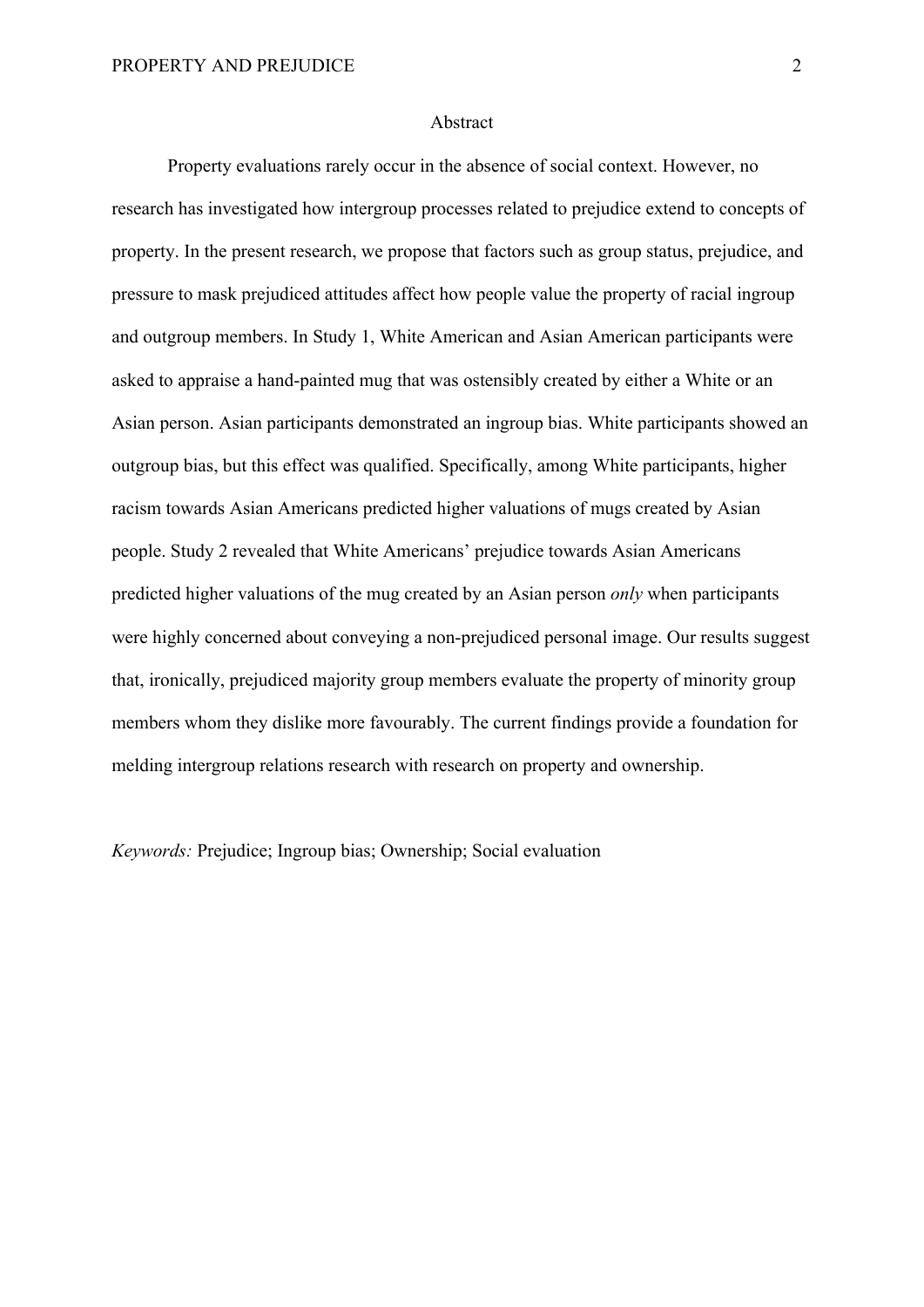## Abstract

Property evaluations rarely occur in the absence of social context. However, no research has investigated how intergroup processes related to prejudice extend to concepts of property. In the present research, we propose that factors such as group status, prejudice, and pressure to mask prejudiced attitudes affect how people value the property of racial ingroup and outgroup members. In Study 1, White American and Asian American participants were asked to appraise a hand-painted mug that was ostensibly created by either a White or an Asian person. Asian participants demonstrated an ingroup bias. White participants showed an outgroup bias, but this effect was qualified. Specifically, among White participants, higher racism towards Asian Americans predicted higher valuations of mugs created by Asian people. Study 2 revealed that White Americans' prejudice towards Asian Americans predicted higher valuations of the mug created by an Asian person *only* when participants were highly concerned about conveying a non-prejudiced personal image. Our results suggest that, ironically, prejudiced majority group members evaluate the property of minority group members whom they dislike more favourably. The current findings provide a foundation for melding intergroup relations research with research on property and ownership.

*Keywords:* Prejudice; Ingroup bias; Ownership; Social evaluation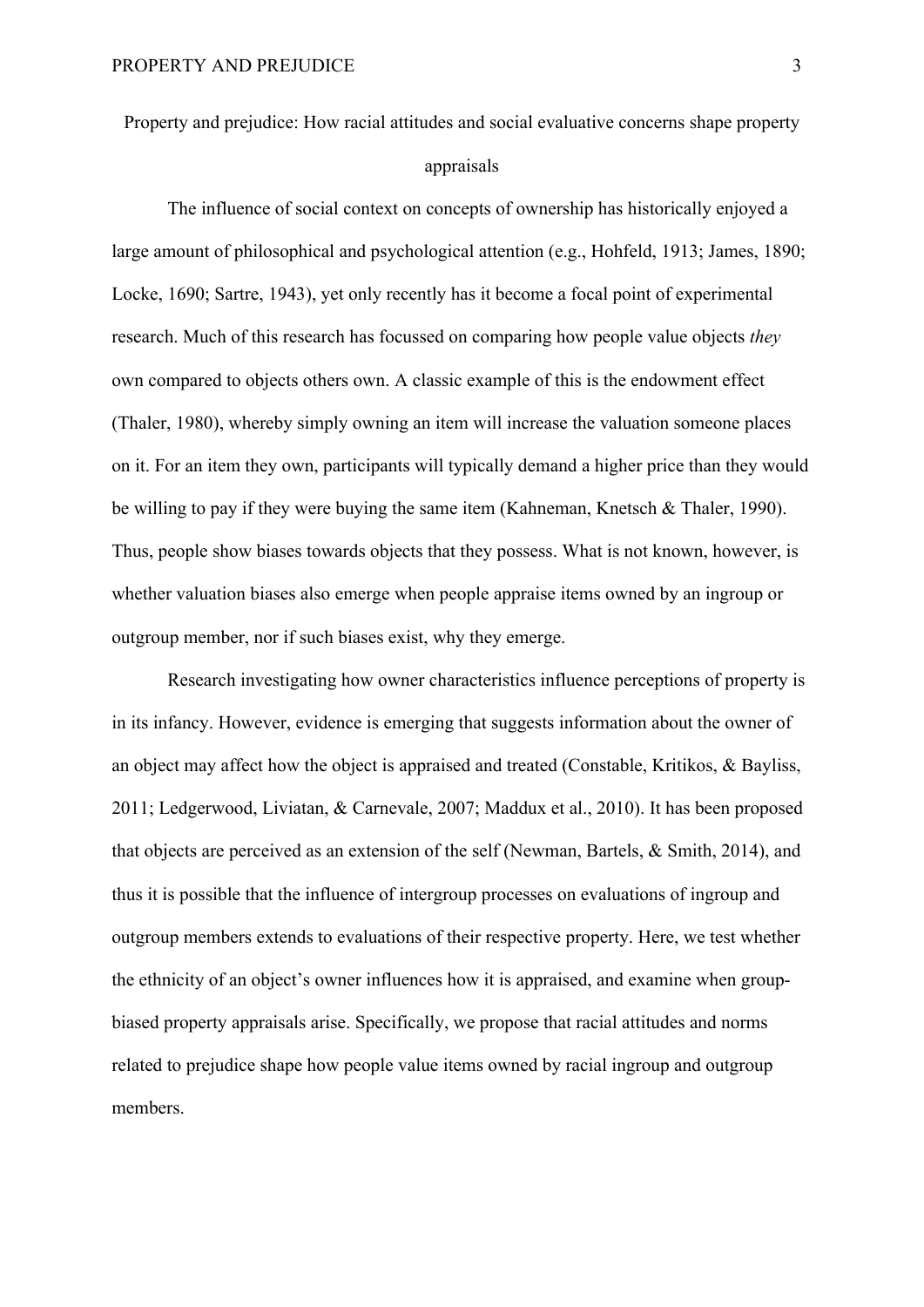# Property and prejudice: How racial attitudes and social evaluative concerns shape property appraisals

The influence of social context on concepts of ownership has historically enjoyed a large amount of philosophical and psychological attention (e.g., Hohfeld, 1913; James, 1890; Locke, 1690; Sartre, 1943), yet only recently has it become a focal point of experimental research. Much of this research has focussed on comparing how people value objects *they* own compared to objects others own. A classic example of this is the endowment effect (Thaler, 1980), whereby simply owning an item will increase the valuation someone places on it. For an item they own, participants will typically demand a higher price than they would be willing to pay if they were buying the same item (Kahneman, Knetsch & Thaler, 1990). Thus, people show biases towards objects that they possess. What is not known, however, is whether valuation biases also emerge when people appraise items owned by an ingroup or outgroup member, nor if such biases exist, why they emerge.

Research investigating how owner characteristics influence perceptions of property is in its infancy. However, evidence is emerging that suggests information about the owner of an object may affect how the object is appraised and treated (Constable, Kritikos, & Bayliss, 2011; Ledgerwood, Liviatan, & Carnevale, 2007; Maddux et al., 2010). It has been proposed that objects are perceived as an extension of the self (Newman, Bartels, & Smith, 2014), and thus it is possible that the influence of intergroup processes on evaluations of ingroup and outgroup members extends to evaluations of their respective property. Here, we test whether the ethnicity of an object's owner influences how it is appraised, and examine when group-biased property appraisals arise. Specifically, we propose that racial attitudes and norms related to prejudice shape how people value items owned by racial ingroup and outgroup members.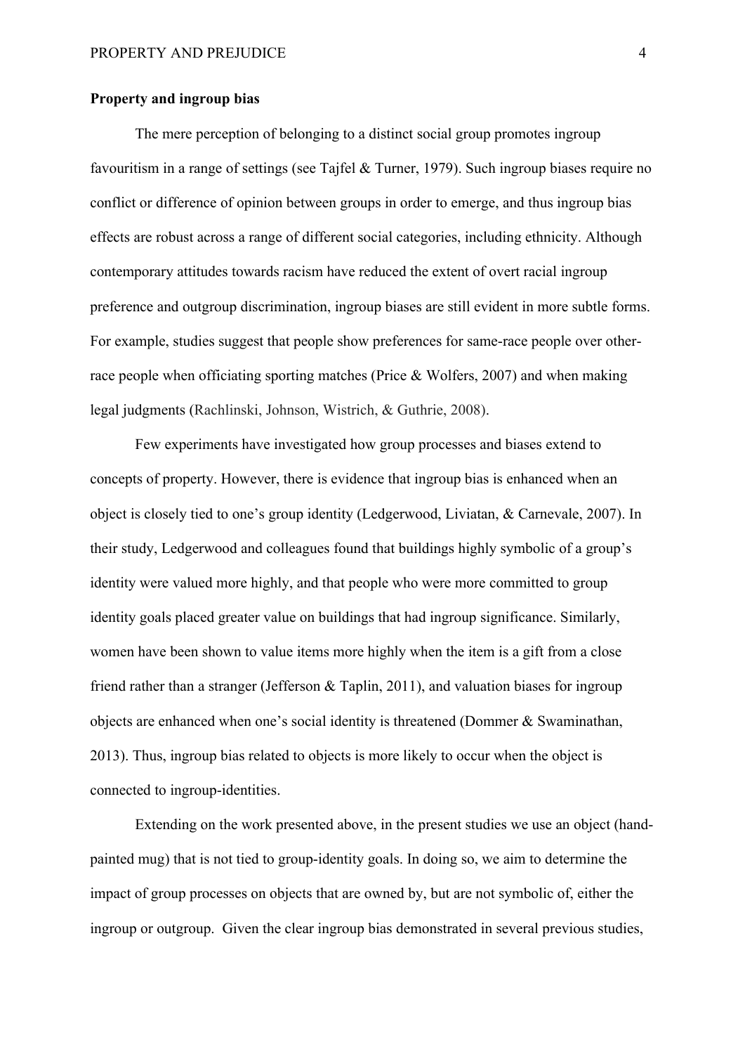**Property and ingroup bias**

The mere perception of belonging to a distinct social group promotes ingroup favouritism in a range of settings (see Tajfel & Turner, 1979). Such ingroup biases require no conflict or difference of opinion between groups in order to emerge, and thus ingroup bias effects are robust across a range of different social categories, including ethnicity. Although contemporary attitudes towards racism have reduced the extent of overt racial ingroup preference and outgroup discrimination, ingroup biases are still evident in more subtle forms. For example, studies suggest that people show preferences for same-race people over other-race people when officiating sporting matches (Price & Wolfers, 2007) and when making legal judgments (Rachlinski, Johnson, Wistrich, & Guthrie, 2008).

Few experiments have investigated how group processes and biases extend to concepts of property. However, there is evidence that ingroup bias is enhanced when an object is closely tied to one's group identity (Ledgerwood, Liviatan, & Carnevale, 2007). In their study, Ledgerwood and colleagues found that buildings highly symbolic of a group's identity were valued more highly, and that people who were more committed to group identity goals placed greater value on buildings that had ingroup significance. Similarly, women have been shown to value items more highly when the item is a gift from a close friend rather than a stranger (Jefferson & Taplin, 2011), and valuation biases for ingroup objects are enhanced when one's social identity is threatened (Dommer & Swaminathan, 2013). Thus, ingroup bias related to objects is more likely to occur when the object is connected to ingroup-identities.

Extending on the work presented above, in the present studies we use an object (hand-painted mug) that is not tied to group-identity goals. In doing so, we aim to determine the impact of group processes on objects that are owned by, but are not symbolic of, either the ingroup or outgroup. Given the clear ingroup bias demonstrated in several previous studies,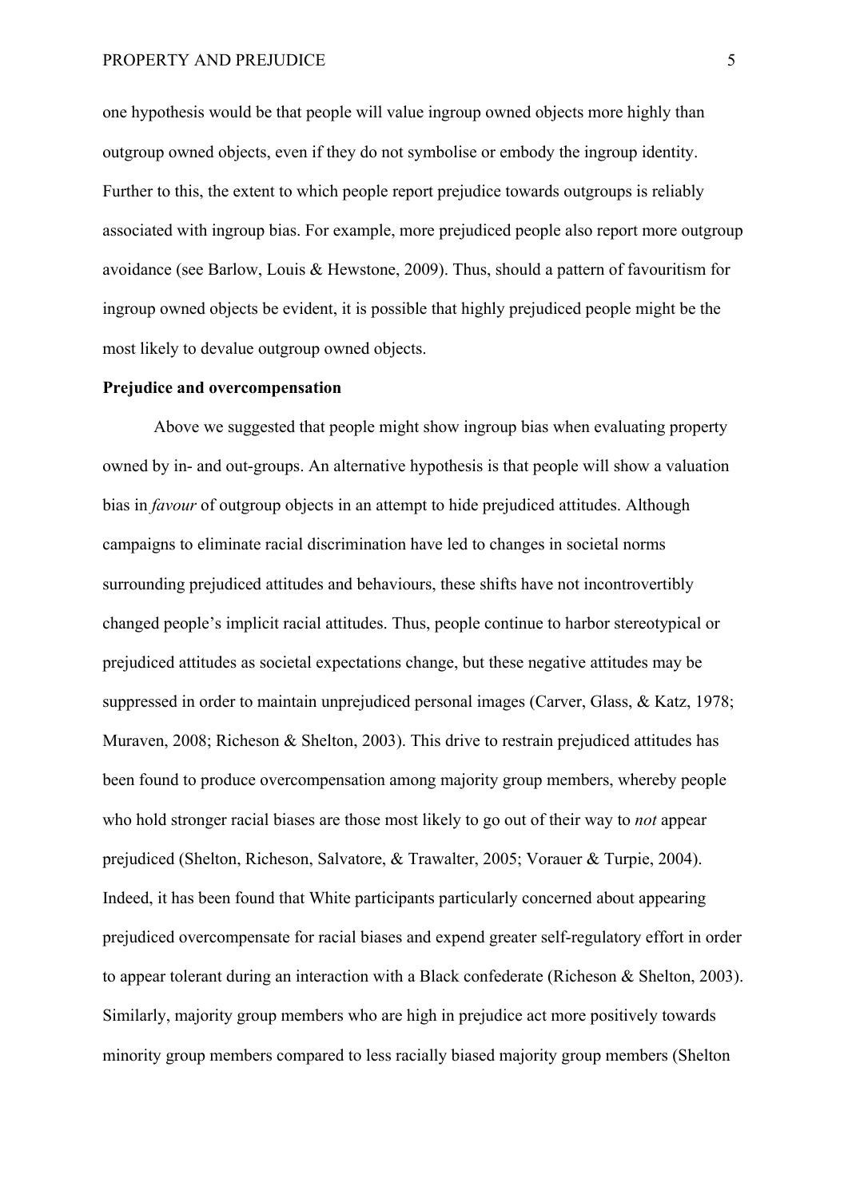one hypothesis would be that people will value ingroup owned objects more highly than outgroup owned objects, even if they do not symbolise or embody the ingroup identity. Further to this, the extent to which people report prejudice towards outgroups is reliably associated with ingroup bias. For example, more prejudiced people also report more outgroup avoidance (see Barlow, Louis & Hewstone, 2009). Thus, should a pattern of favouritism for ingroup owned objects be evident, it is possible that highly prejudiced people might be the most likely to devalue outgroup owned objects.

**Prejudice and overcompensation**

Above we suggested that people might show ingroup bias when evaluating property owned by in- and out-groups. An alternative hypothesis is that people will show a valuation bias in *favour* of outgroup objects in an attempt to hide prejudiced attitudes. Although campaigns to eliminate racial discrimination have led to changes in societal norms surrounding prejudiced attitudes and behaviours, these shifts have not incontrovertibly changed people's implicit racial attitudes. Thus, people continue to harbor stereotypical or prejudiced attitudes as societal expectations change, but these negative attitudes may be suppressed in order to maintain unprejudiced personal images (Carver, Glass, & Katz, 1978; Muraven, 2008; Richeson & Shelton, 2003). This drive to restrain prejudiced attitudes has been found to produce overcompensation among majority group members, whereby people who hold stronger racial biases are those most likely to go out of their way to *not* appear prejudiced (Shelton, Richeson, Salvatore, & Trawalter, 2005; Vorauer & Turpie, 2004). Indeed, it has been found that White participants particularly concerned about appearing prejudiced overcompensate for racial biases and expend greater self-regulatory effort in order to appear tolerant during an interaction with a Black confederate (Richeson & Shelton, 2003). Similarly, majority group members who are high in prejudice act more positively towards minority group members compared to less racially biased majority group members (Shelton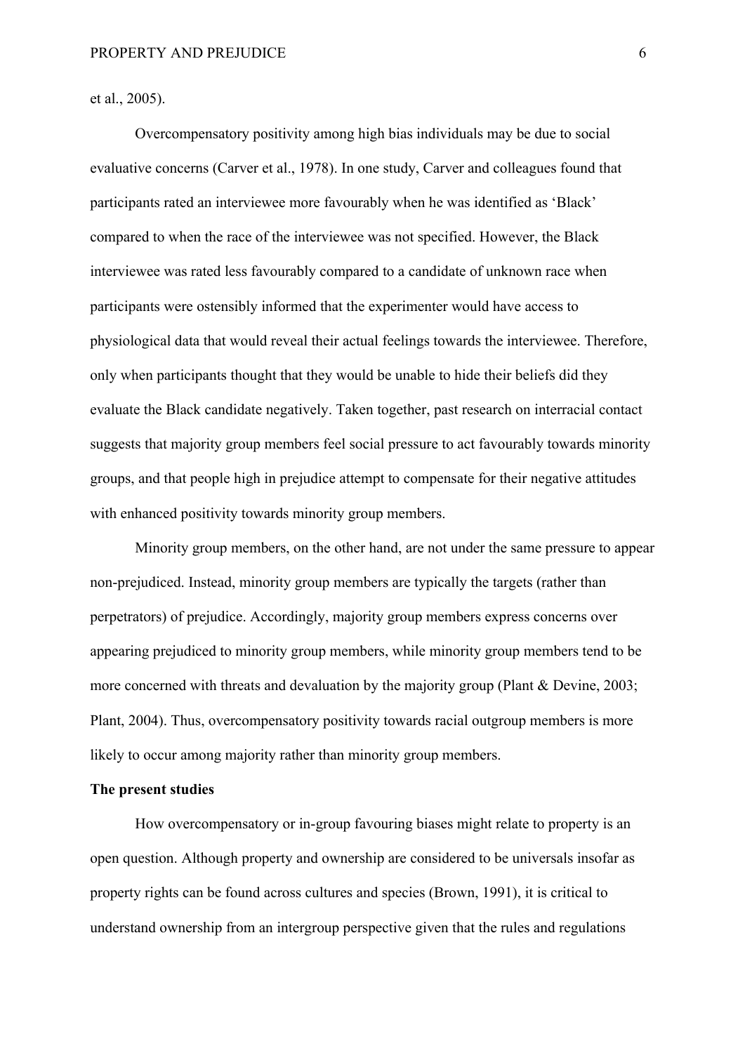et al., 2005).

Overcompensatory positivity among high bias individuals may be due to social evaluative concerns (Carver et al., 1978). In one study, Carver and colleagues found that participants rated an interviewee more favourably when he was identified as 'Black' compared to when the race of the interviewee was not specified. However, the Black interviewee was rated less favourably compared to a candidate of unknown race when participants were ostensibly informed that the experimenter would have access to physiological data that would reveal their actual feelings towards the interviewee. Therefore, only when participants thought that they would be unable to hide their beliefs did they evaluate the Black candidate negatively. Taken together, past research on interracial contact suggests that majority group members feel social pressure to act favourably towards minority groups, and that people high in prejudice attempt to compensate for their negative attitudes with enhanced positivity towards minority group members.

Minority group members, on the other hand, are not under the same pressure to appear non-prejudiced. Instead, minority group members are typically the targets (rather than perpetrators) of prejudice. Accordingly, majority group members express concerns over appearing prejudiced to minority group members, while minority group members tend to be more concerned with threats and devaluation by the majority group (Plant & Devine, 2003; Plant, 2004). Thus, overcompensatory positivity towards racial outgroup members is more likely to occur among majority rather than minority group members.

**The present studies**

How overcompensatory or in-group favouring biases might relate to property is an open question. Although property and ownership are considered to be universals insofar as property rights can be found across cultures and species (Brown, 1991), it is critical to understand ownership from an intergroup perspective given that the rules and regulations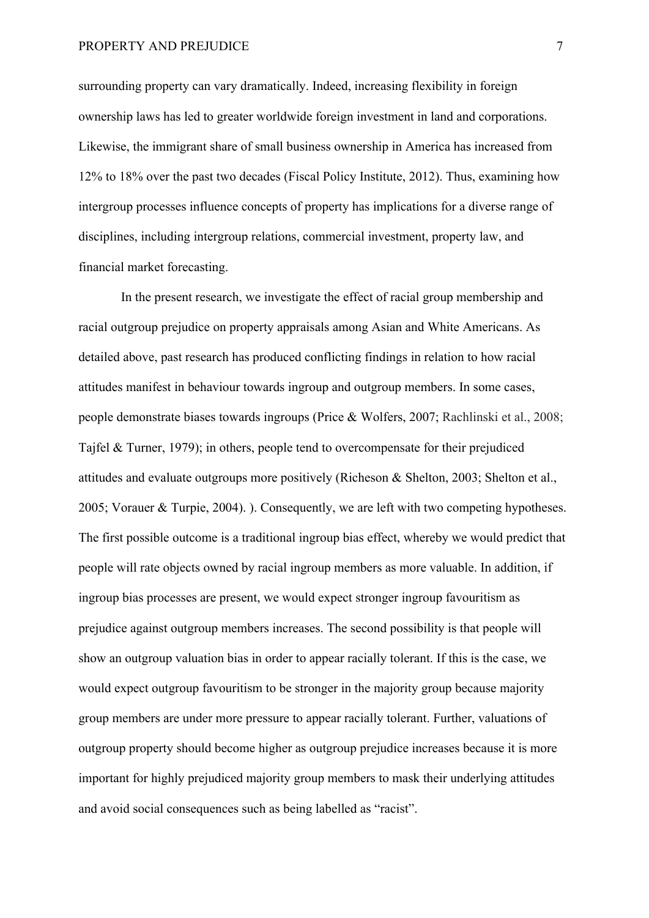surrounding property can vary dramatically. Indeed, increasing flexibility in foreign ownership laws has led to greater worldwide foreign investment in land and corporations. Likewise, the immigrant share of small business ownership in America has increased from 12% to 18% over the past two decades (Fiscal Policy Institute, 2012). Thus, examining how intergroup processes influence concepts of property has implications for a diverse range of disciplines, including intergroup relations, commercial investment, property law, and financial market forecasting.

In the present research, we investigate the effect of racial group membership and racial outgroup prejudice on property appraisals among Asian and White Americans. As detailed above, past research has produced conflicting findings in relation to how racial attitudes manifest in behaviour towards ingroup and outgroup members. In some cases, people demonstrate biases towards ingroups (Price & Wolfers, 2007; Rachlinski et al., 2008; Tajfel & Turner, 1979); in others, people tend to overcompensate for their prejudiced attitudes and evaluate outgroups more positively (Richeson & Shelton, 2003; Shelton et al., 2005; Vorauer & Turpie, 2004). ). Consequently, we are left with two competing hypotheses. The first possible outcome is a traditional ingroup bias effect, whereby we would predict that people will rate objects owned by racial ingroup members as more valuable. In addition, if ingroup bias processes are present, we would expect stronger ingroup favouritism as prejudice against outgroup members increases. The second possibility is that people will show an outgroup valuation bias in order to appear racially tolerant. If this is the case, we would expect outgroup favouritism to be stronger in the majority group because majority group members are under more pressure to appear racially tolerant. Further, valuations of outgroup property should become higher as outgroup prejudice increases because it is more important for highly prejudiced majority group members to mask their underlying attitudes and avoid social consequences such as being labelled as "racist".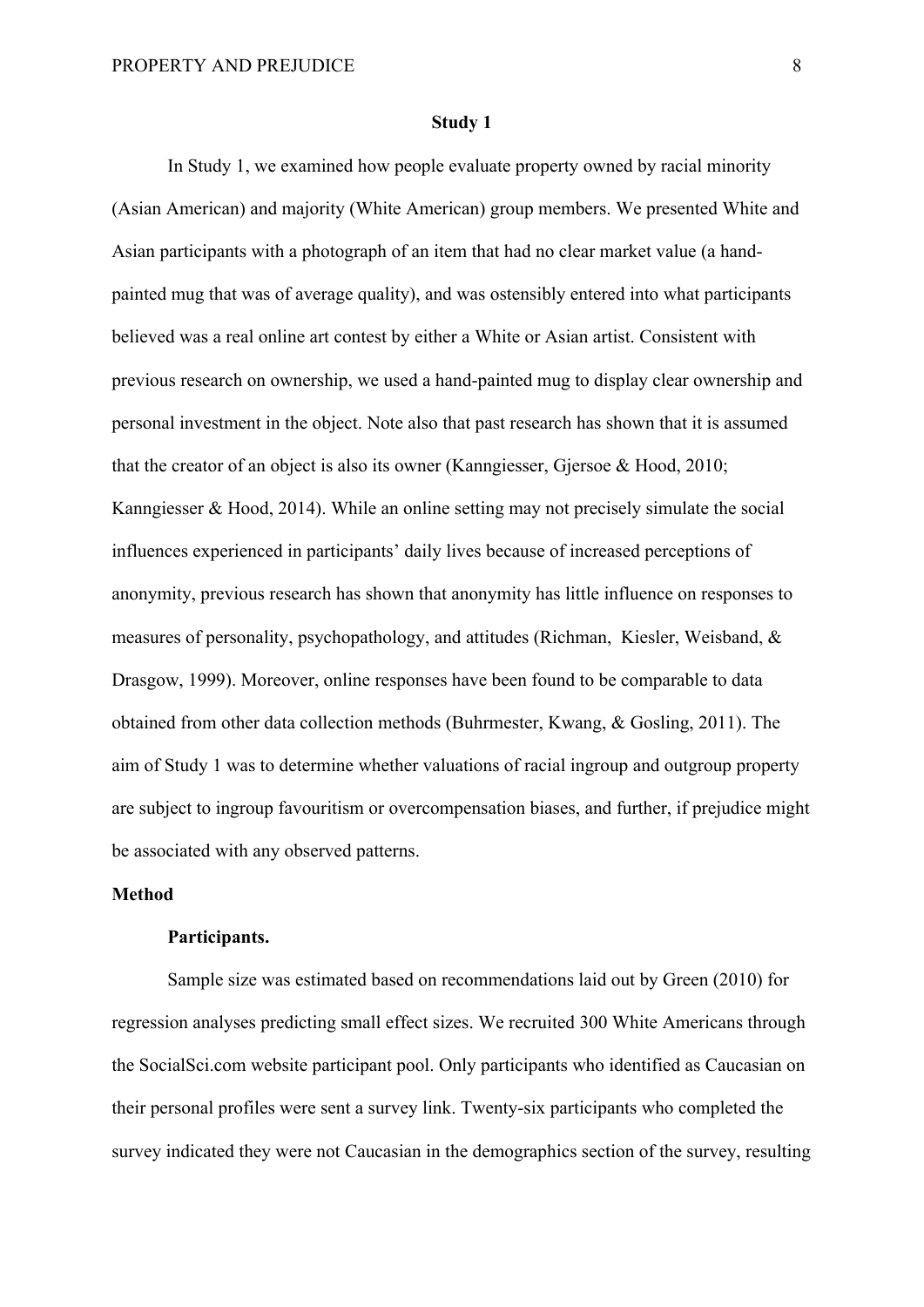## Study 1

In Study 1, we examined how people evaluate property owned by racial minority (Asian American) and majority (White American) group members. We presented White and Asian participants with a photograph of an item that had no clear market value (a hand-painted mug that was of average quality), and was ostensibly entered into what participants believed was a real online art contest by either a White or Asian artist. Consistent with previous research on ownership, we used a hand-painted mug to display clear ownership and personal investment in the object. Note also that past research has shown that it is assumed that the creator of an object is also its owner (Kanngiesser, Gjersoe & Hood, 2010; Kanngiesser & Hood, 2014). While an online setting may not precisely simulate the social influences experienced in participants' daily lives because of increased perceptions of anonymity, previous research has shown that anonymity has little influence on responses to measures of personality, psychopathology, and attitudes (Richman, Kiesler, Weisband, & Drasgow, 1999). Moreover, online responses have been found to be comparable to data obtained from other data collection methods (Buhrmester, Kwang, & Gosling, 2011). The aim of Study 1 was to determine whether valuations of racial ingroup and outgroup property are subject to ingroup favouritism or overcompensation biases, and further, if prejudice might be associated with any observed patterns.

## Method

### Participants.

Sample size was estimated based on recommendations laid out by Green (2010) for regression analyses predicting small effect sizes. We recruited 300 White Americans through the SocialSci.com website participant pool. Only participants who identified as Caucasian on their personal profiles were sent a survey link. Twenty-six participants who completed the survey indicated they were not Caucasian in the demographics section of the survey, resulting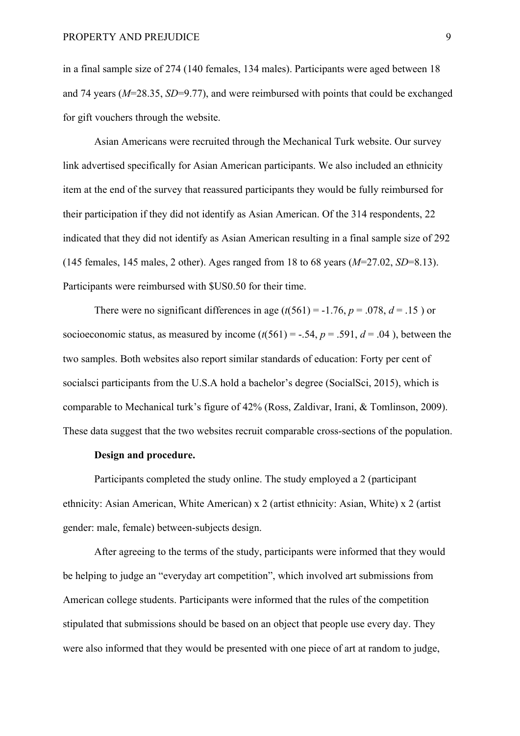in a final sample size of 274 (140 females, 134 males). Participants were aged between 18 and 74 years (*M*=28.35, *SD*=9.77), and were reimbursed with points that could be exchanged for gift vouchers through the website.

Asian Americans were recruited through the Mechanical Turk website. Our survey link advertised specifically for Asian American participants. We also included an ethnicity item at the end of the survey that reassured participants they would be fully reimbursed for their participation if they did not identify as Asian American. Of the 314 respondents, 22 indicated that they did not identify as Asian American resulting in a final sample size of 292 (145 females, 145 males, 2 other). Ages ranged from 18 to 68 years (*M*=27.02, *SD*=8.13). Participants were reimbursed with $US0.50 for their time.

There were no significant differences in age ($t(561) = -1.76$, $p = .078$, $d = .15$ ) or socioeconomic status, as measured by income ($t(561) = -.54$, $p = .591$, $d = .04$ ), between the two samples. Both websites also report similar standards of education: Forty per cent of socialsci participants from the U.S.A hold a bachelor's degree (SocialSci, 2015), which is comparable to Mechanical turk's figure of 42% (Ross, Zaldivar, Irani, & Tomlinson, 2009). These data suggest that the two websites recruit comparable cross-sections of the population.

**Design and procedure.**

Participants completed the study online. The study employed a 2 (participant ethnicity: Asian American, White American) x 2 (artist ethnicity: Asian, White) x 2 (artist gender: male, female) between-subjects design.

After agreeing to the terms of the study, participants were informed that they would be helping to judge an "everyday art competition", which involved art submissions from American college students. Participants were informed that the rules of the competition stipulated that submissions should be based on an object that people use every day. They were also informed that they would be presented with one piece of art at random to judge,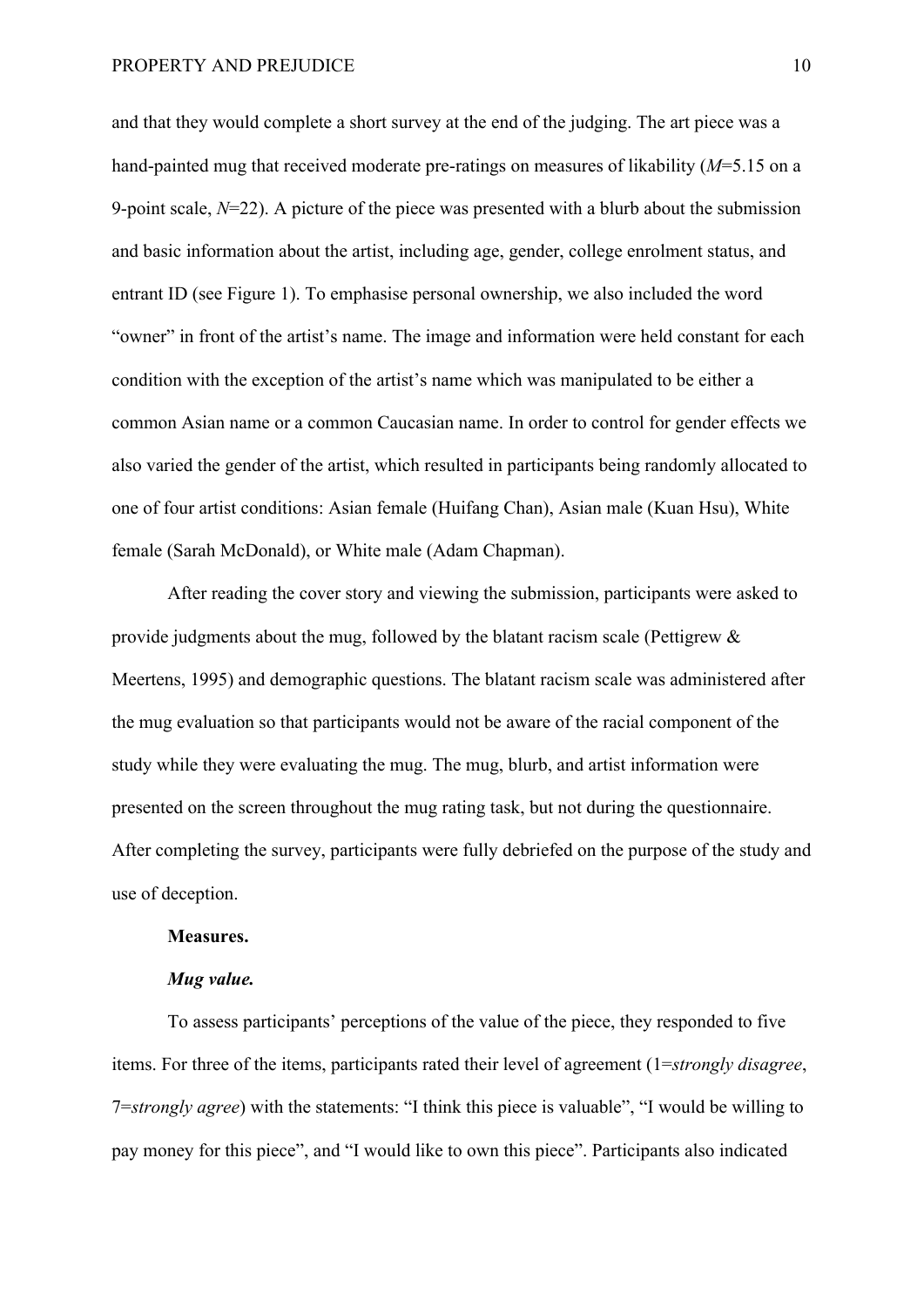and that they would complete a short survey at the end of the judging. The art piece was a hand-painted mug that received moderate pre-ratings on measures of likability ($M$=5.15 on a 9-point scale, $N$=22). A picture of the piece was presented with a blurb about the submission and basic information about the artist, including age, gender, college enrolment status, and entrant ID (see Figure 1). To emphasise personal ownership, we also included the word "owner" in front of the artist's name. The image and information were held constant for each condition with the exception of the artist's name which was manipulated to be either a common Asian name or a common Caucasian name. In order to control for gender effects we also varied the gender of the artist, which resulted in participants being randomly allocated to one of four artist conditions: Asian female (Huifang Chan), Asian male (Kuan Hsu), White female (Sarah McDonald), or White male (Adam Chapman).

After reading the cover story and viewing the submission, participants were asked to provide judgments about the mug, followed by the blatant racism scale (Pettigrew & Meertens, 1995) and demographic questions. The blatant racism scale was administered after the mug evaluation so that participants would not be aware of the racial component of the study while they were evaluating the mug. The mug, blurb, and artist information were presented on the screen throughout the mug rating task, but not during the questionnaire. After completing the survey, participants were fully debriefed on the purpose of the study and use of deception.

**Measures.**

***Mug value.***

To assess participants' perceptions of the value of the piece, they responded to five items. For three of the items, participants rated their level of agreement (1=*strongly disagree*, 7=*strongly agree*) with the statements: "I think this piece is valuable", "I would be willing to pay money for this piece", and "I would like to own this piece". Participants also indicated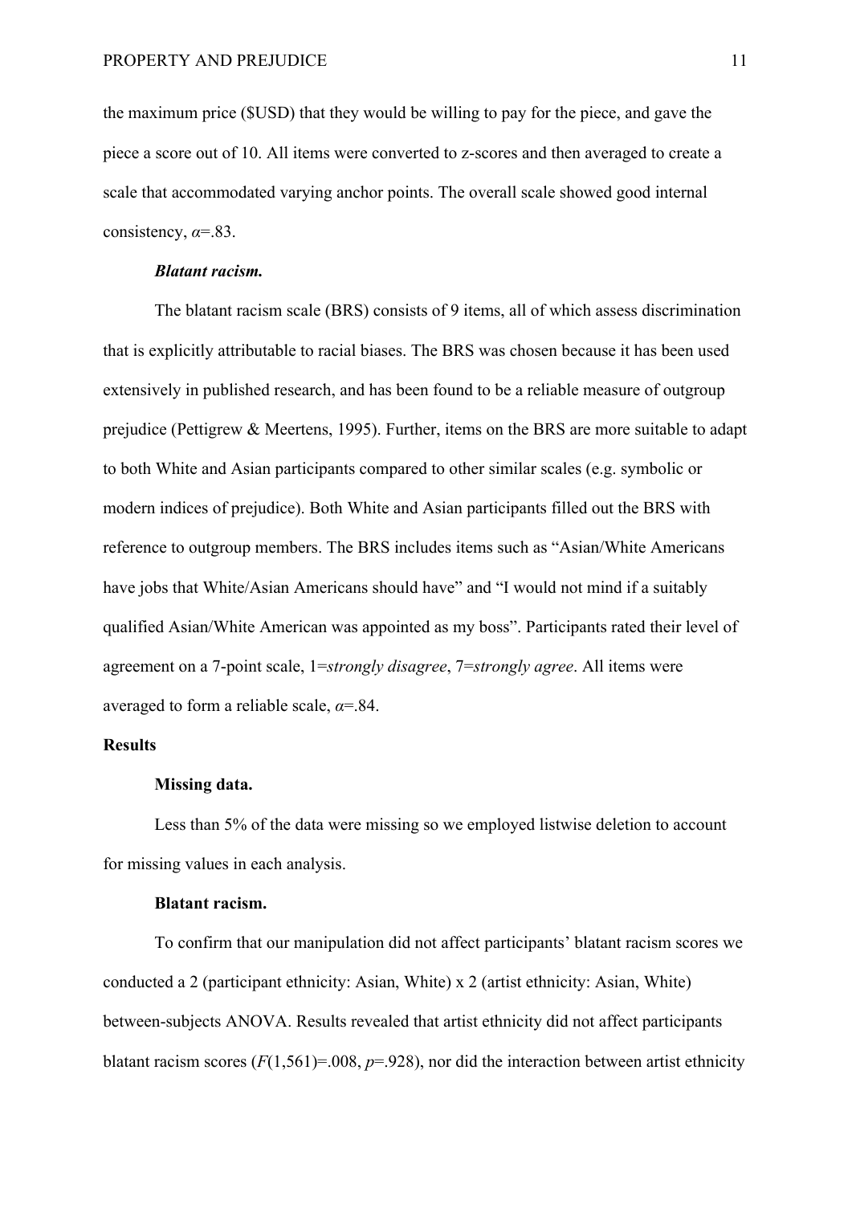the maximum price ($USD) that they would be willing to pay for the piece, and gave the piece a score out of 10. All items were converted to z-scores and then averaged to create a scale that accommodated varying anchor points. The overall scale showed good internal consistency, $\alpha$=.83.

***Blatant racism.***

The blatant racism scale (BRS) consists of 9 items, all of which assess discrimination that is explicitly attributable to racial biases. The BRS was chosen because it has been used extensively in published research, and has been found to be a reliable measure of outgroup prejudice (Pettigrew & Meertens, 1995). Further, items on the BRS are more suitable to adapt to both White and Asian participants compared to other similar scales (e.g. symbolic or modern indices of prejudice). Both White and Asian participants filled out the BRS with reference to outgroup members. The BRS includes items such as "Asian/White Americans have jobs that White/Asian Americans should have" and "I would not mind if a suitably qualified Asian/White American was appointed as my boss". Participants rated their level of agreement on a 7-point scale, 1=*strongly disagree*, 7=*strongly agree*. All items were averaged to form a reliable scale, $\alpha$=.84.

## Results

### Missing data.

Less than 5% of the data were missing so we employed listwise deletion to account for missing values in each analysis.

### Blatant racism.

To confirm that our manipulation did not affect participants' blatant racism scores we conducted a 2 (participant ethnicity: Asian, White) x 2 (artist ethnicity: Asian, White) between-subjects ANOVA. Results revealed that artist ethnicity did not affect participants blatant racism scores ($F(1,561)=.008$, $p=.928$), nor did the interaction between artist ethnicity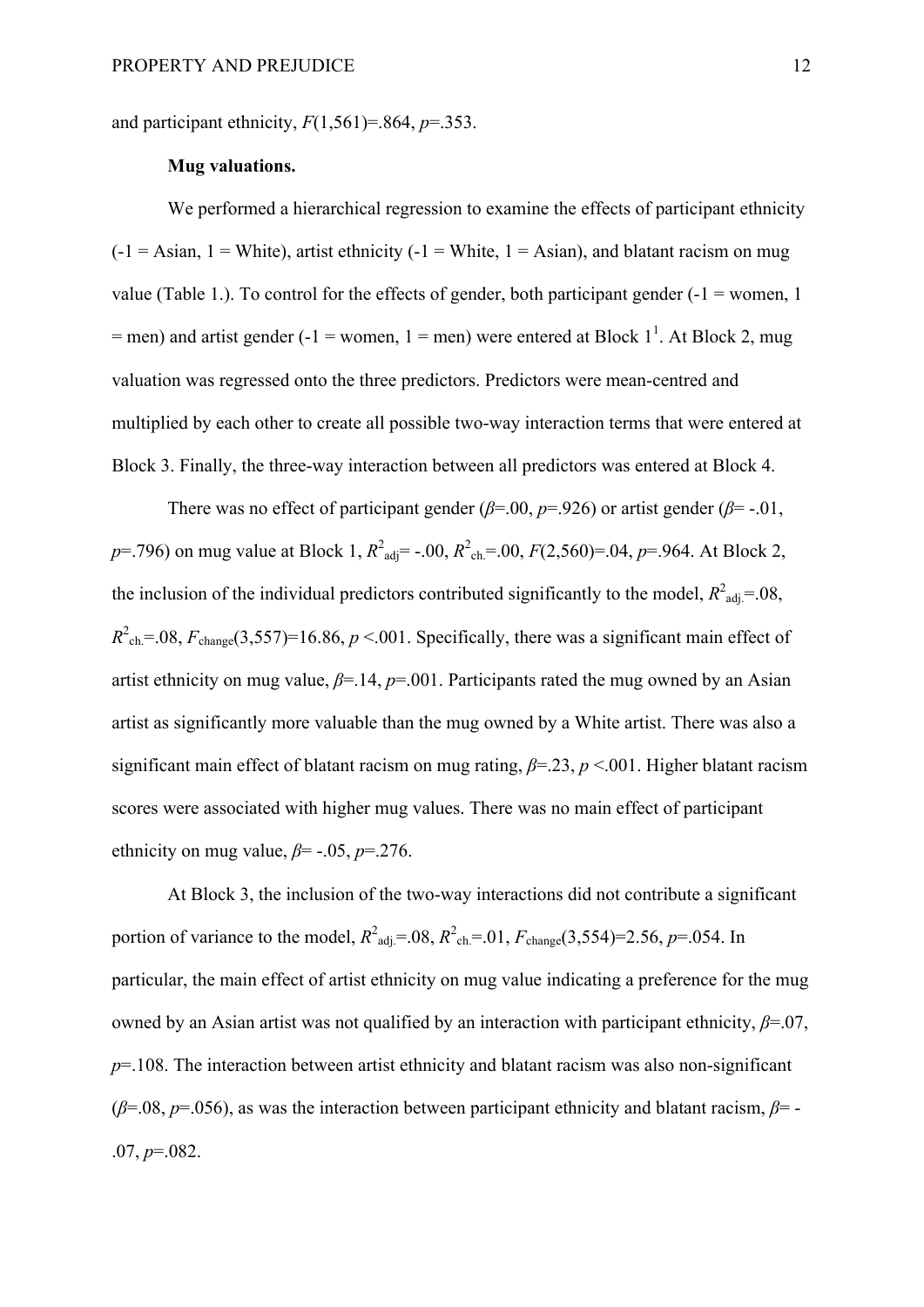and participant ethnicity, $F(1,561)=.864$, $p=.353$.

**Mug valuations.**

We performed a hierarchical regression to examine the effects of participant ethnicity (-1 = Asian, 1 = White), artist ethnicity (-1 = White, 1 = Asian), and blatant racism on mug value (Table 1.). To control for the effects of gender, both participant gender (-1 = women, 1 = men) and artist gender (-1 = women, 1 = men) were entered at Block 1[1]. At Block 2, mug valuation was regressed onto the three predictors. Predictors were mean-centred and multiplied by each other to create all possible two-way interaction terms that were entered at Block 3. Finally, the three-way interaction between all predictors was entered at Block 4.

There was no effect of participant gender ($\beta=.00$, $p=.926$) or artist gender ($\beta=-.01$, $p=.796$) on mug value at Block 1, $R^2_{adj}=-.00$, $R^2_{ch.}=.00$, $F(2,560)=.04$, $p=.964$. At Block 2, the inclusion of the individual predictors contributed significantly to the model, $R^2_{adj.}=.08$, $R^2_{ch.}=.08$, $F_{change}(3,557)=16.86$, $p<.001$. Specifically, there was a significant main effect of artist ethnicity on mug value, $\beta=.14$, $p=.001$. Participants rated the mug owned by an Asian artist as significantly more valuable than the mug owned by a White artist. There was also a significant main effect of blatant racism on mug rating, $\beta=.23$, $p<.001$. Higher blatant racism scores were associated with higher mug values. There was no main effect of participant ethnicity on mug value, $\beta=-.05$, $p=.276$.

At Block 3, the inclusion of the two-way interactions did not contribute a significant portion of variance to the model, $R^2_{adj.}=.08$, $R^2_{ch.}=.01$, $F_{change}(3,554)=2.56$, $p=.054$. In particular, the main effect of artist ethnicity on mug value indicating a preference for the mug owned by an Asian artist was not qualified by an interaction with participant ethnicity, $\beta=.07$, $p=.108$. The interaction between artist ethnicity and blatant racism was also non-significant ($\beta=.08$, $p=.056$), as was the interaction between participant ethnicity and blatant racism, $\beta=-.07$, $p=.082$.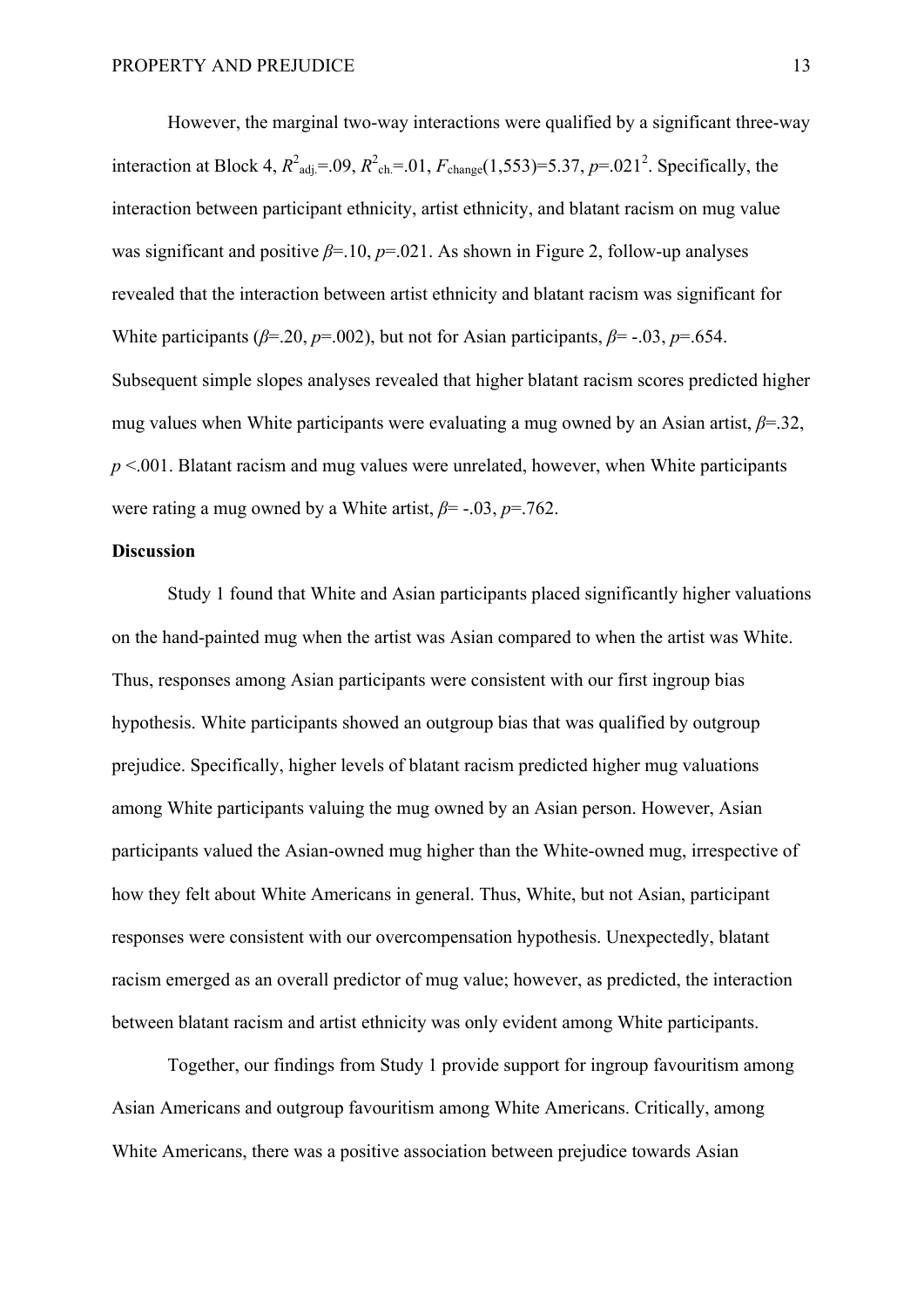However, the marginal two-way interactions were qualified by a significant three-way interaction at Block 4, $R^2_{adj.}$=.09, $R^2_{ch.}$=.01, $F_{change}$(1,553)=5.37, $p$=.021[2]. Specifically, the interaction between participant ethnicity, artist ethnicity, and blatant racism on mug value was significant and positive $\beta$=.10, $p$=.021. As shown in Figure 2, follow-up analyses revealed that the interaction between artist ethnicity and blatant racism was significant for White participants ($\beta$=.20, $p$=.002), but not for Asian participants, $\beta$= -.03, $p$=.654. Subsequent simple slopes analyses revealed that higher blatant racism scores predicted higher mug values when White participants were evaluating a mug owned by an Asian artist, $\beta$=.32, $p$ <.001. Blatant racism and mug values were unrelated, however, when White participants were rating a mug owned by a White artist, $\beta$= -.03, $p$=.762.

**Discussion**

Study 1 found that White and Asian participants placed significantly higher valuations on the hand-painted mug when the artist was Asian compared to when the artist was White. Thus, responses among Asian participants were consistent with our first ingroup bias hypothesis. White participants showed an outgroup bias that was qualified by outgroup prejudice. Specifically, higher levels of blatant racism predicted higher mug valuations among White participants valuing the mug owned by an Asian person. However, Asian participants valued the Asian-owned mug higher than the White-owned mug, irrespective of how they felt about White Americans in general. Thus, White, but not Asian, participant responses were consistent with our overcompensation hypothesis. Unexpectedly, blatant racism emerged as an overall predictor of mug value; however, as predicted, the interaction between blatant racism and artist ethnicity was only evident among White participants.

Together, our findings from Study 1 provide support for ingroup favouritism among Asian Americans and outgroup favouritism among White Americans. Critically, among White Americans, there was a positive association between prejudice towards Asian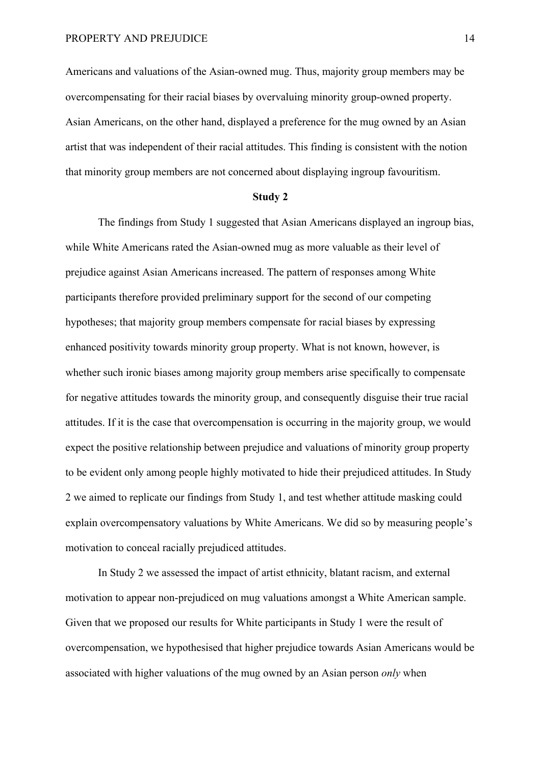Americans and valuations of the Asian-owned mug. Thus, majority group members may be overcompensating for their racial biases by overvaluing minority group-owned property. Asian Americans, on the other hand, displayed a preference for the mug owned by an Asian artist that was independent of their racial attitudes. This finding is consistent with the notion that minority group members are not concerned about displaying ingroup favouritism.

## Study 2

The findings from Study 1 suggested that Asian Americans displayed an ingroup bias, while White Americans rated the Asian-owned mug as more valuable as their level of prejudice against Asian Americans increased. The pattern of responses among White participants therefore provided preliminary support for the second of our competing hypotheses; that majority group members compensate for racial biases by expressing enhanced positivity towards minority group property. What is not known, however, is whether such ironic biases among majority group members arise specifically to compensate for negative attitudes towards the minority group, and consequently disguise their true racial attitudes. If it is the case that overcompensation is occurring in the majority group, we would expect the positive relationship between prejudice and valuations of minority group property to be evident only among people highly motivated to hide their prejudiced attitudes. In Study 2 we aimed to replicate our findings from Study 1, and test whether attitude masking could explain overcompensatory valuations by White Americans. We did so by measuring people's motivation to conceal racially prejudiced attitudes.

In Study 2 we assessed the impact of artist ethnicity, blatant racism, and external motivation to appear non-prejudiced on mug valuations amongst a White American sample. Given that we proposed our results for White participants in Study 1 were the result of overcompensation, we hypothesised that higher prejudice towards Asian Americans would be associated with higher valuations of the mug owned by an Asian person *only* when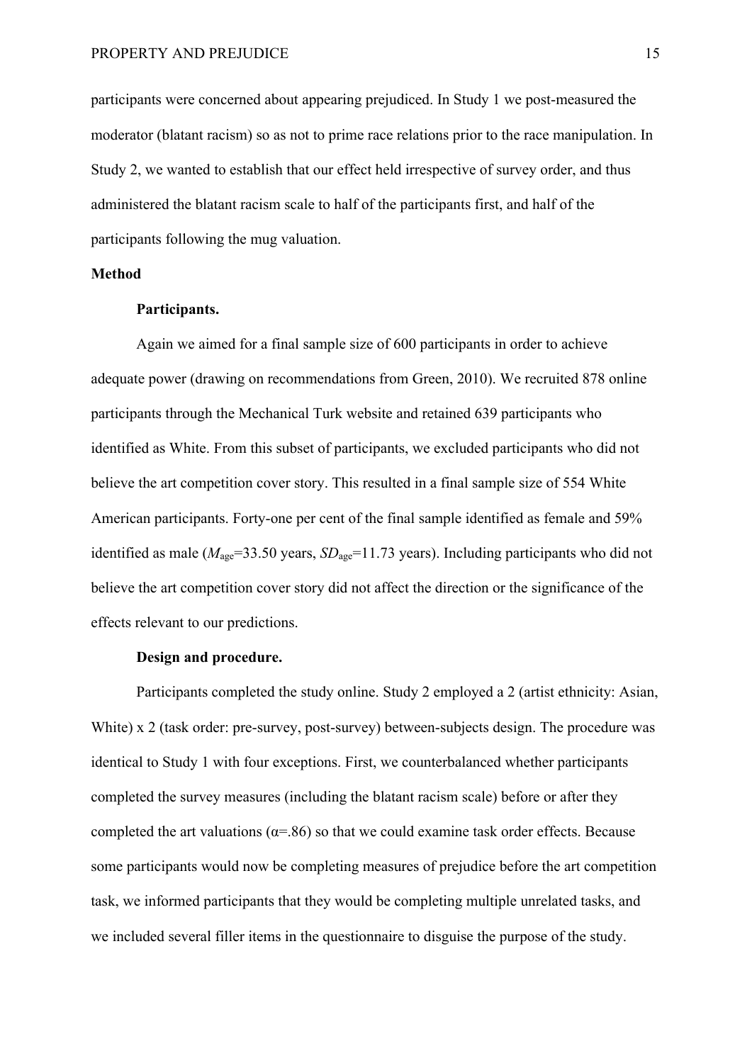participants were concerned about appearing prejudiced. In Study 1 we post-measured the moderator (blatant racism) so as not to prime race relations prior to the race manipulation. In Study 2, we wanted to establish that our effect held irrespective of survey order, and thus administered the blatant racism scale to half of the participants first, and half of the participants following the mug valuation.

## Method

### Participants.

Again we aimed for a final sample size of 600 participants in order to achieve adequate power (drawing on recommendations from Green, 2010). We recruited 878 online participants through the Mechanical Turk website and retained 639 participants who identified as White. From this subset of participants, we excluded participants who did not believe the art competition cover story. This resulted in a final sample size of 554 White American participants. Forty-one per cent of the final sample identified as female and 59% identified as male ($M_{age}$=33.50 years, $SD_{age}$=11.73 years). Including participants who did not believe the art competition cover story did not affect the direction or the significance of the effects relevant to our predictions.

### Design and procedure.

Participants completed the study online. Study 2 employed a 2 (artist ethnicity: Asian, White) x 2 (task order: pre-survey, post-survey) between-subjects design. The procedure was identical to Study 1 with four exceptions. First, we counterbalanced whether participants completed the survey measures (including the blatant racism scale) before or after they completed the art valuations ($\alpha$=.86) so that we could examine task order effects. Because some participants would now be completing measures of prejudice before the art competition task, we informed participants that they would be completing multiple unrelated tasks, and we included several filler items in the questionnaire to disguise the purpose of the study.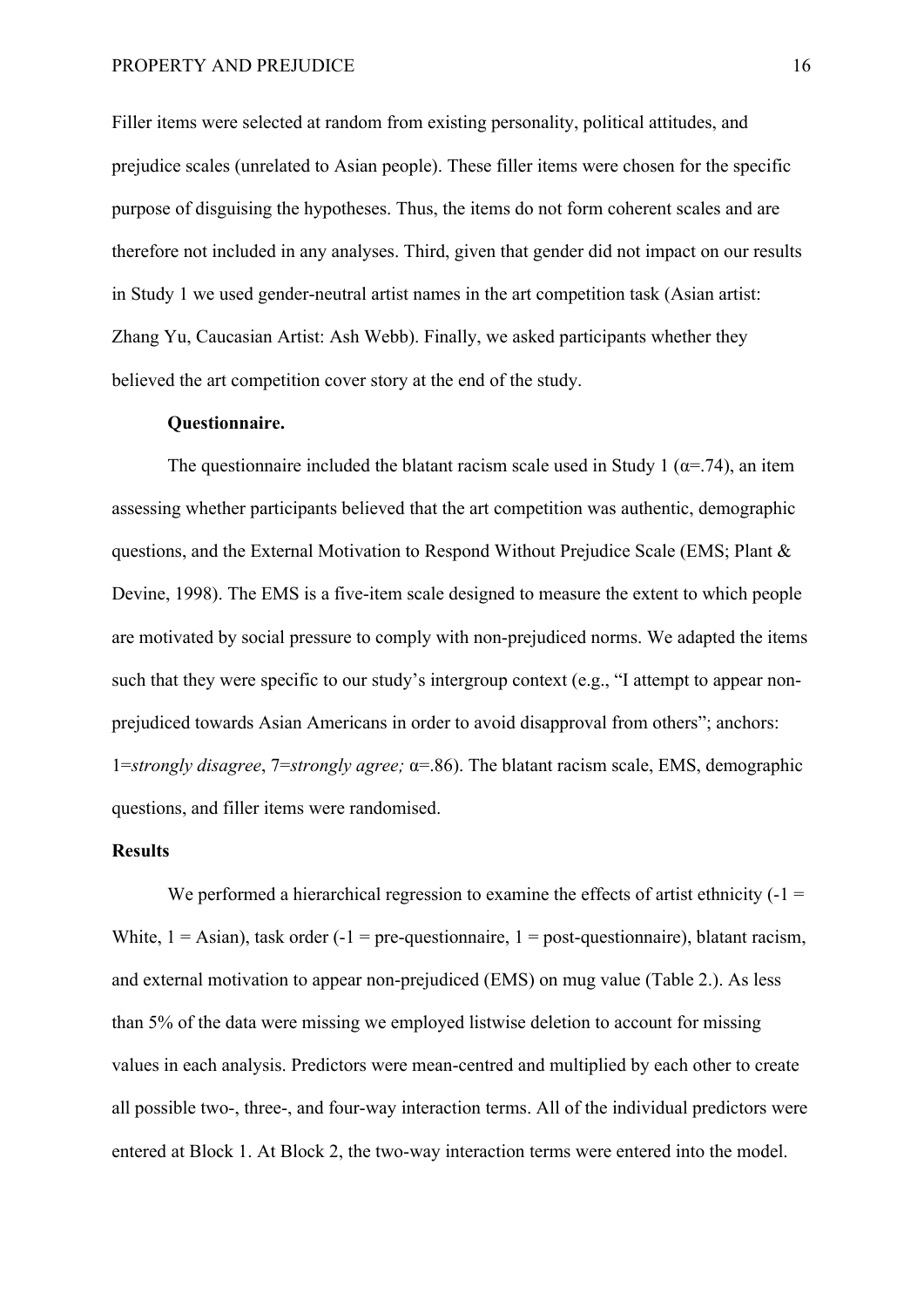Filler items were selected at random from existing personality, political attitudes, and prejudice scales (unrelated to Asian people). These filler items were chosen for the specific purpose of disguising the hypotheses. Thus, the items do not form coherent scales and are therefore not included in any analyses. Third, given that gender did not impact on our results in Study 1 we used gender-neutral artist names in the art competition task (Asian artist: Zhang Yu, Caucasian Artist: Ash Webb). Finally, we asked participants whether they believed the art competition cover story at the end of the study.

**Questionnaire.**

The questionnaire included the blatant racism scale used in Study 1 ($\alpha$=.74), an item assessing whether participants believed that the art competition was authentic, demographic questions, and the External Motivation to Respond Without Prejudice Scale (EMS; Plant & Devine, 1998). The EMS is a five-item scale designed to measure the extent to which people are motivated by social pressure to comply with non-prejudiced norms. We adapted the items such that they were specific to our study's intergroup context (e.g., "I attempt to appear non-prejudiced towards Asian Americans in order to avoid disapproval from others"; anchors: 1=*strongly disagree*, 7=*strongly agree;* $\alpha$=.86). The blatant racism scale, EMS, demographic questions, and filler items were randomised.

## Results

We performed a hierarchical regression to examine the effects of artist ethnicity (-1 = White, 1 = Asian), task order (-1 = pre-questionnaire, 1 = post-questionnaire), blatant racism, and external motivation to appear non-prejudiced (EMS) on mug value (Table 2.). As less than 5% of the data were missing we employed listwise deletion to account for missing values in each analysis. Predictors were mean-centred and multiplied by each other to create all possible two-, three-, and four-way interaction terms. All of the individual predictors were entered at Block 1. At Block 2, the two-way interaction terms were entered into the model.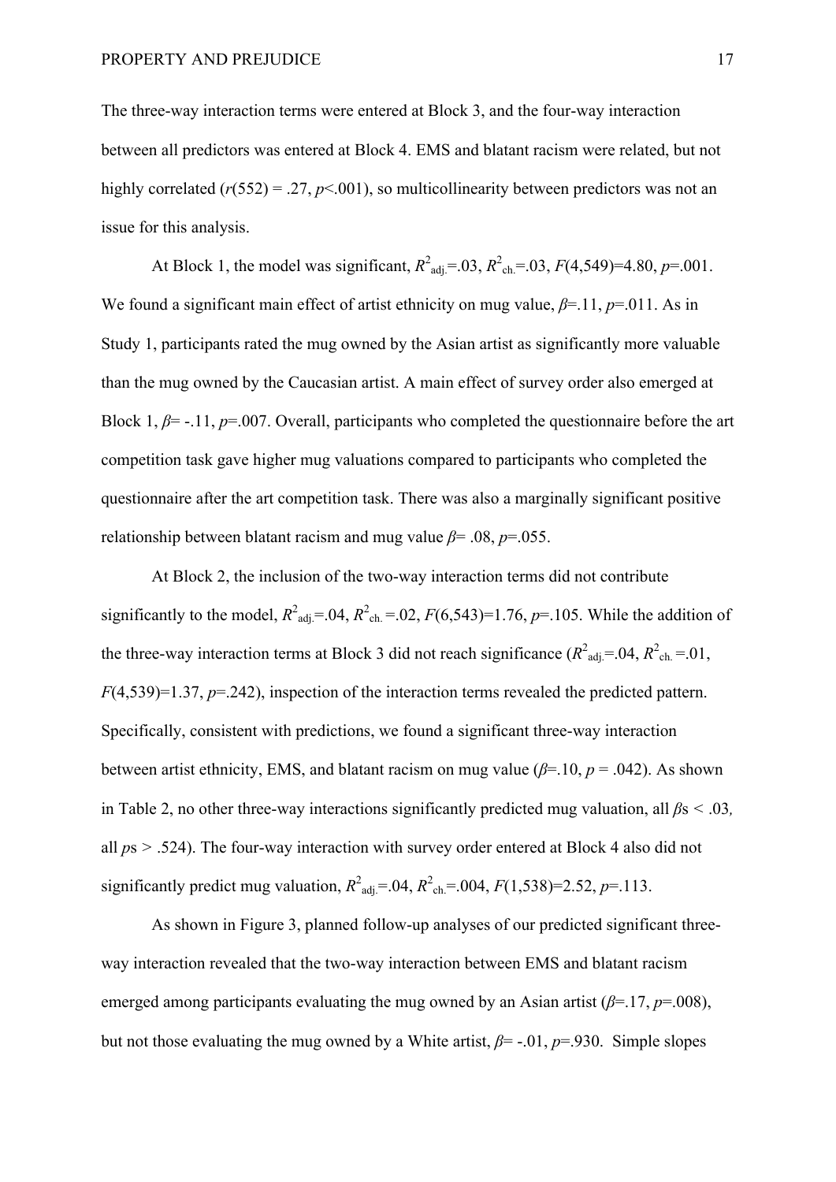The three-way interaction terms were entered at Block 3, and the four-way interaction between all predictors was entered at Block 4. EMS and blatant racism were related, but not highly correlated ($r(552) = .27$, $p<.001$), so multicollinearity between predictors was not an issue for this analysis.

At Block 1, the model was significant, $R^2_{adj.}=.03$, $R^2_{ch.}=.03$, $F(4,549)=4.80$, $p=.001$. We found a significant main effect of artist ethnicity on mug value, $\beta=.11$, $p=.011$. As in Study 1, participants rated the mug owned by the Asian artist as significantly more valuable than the mug owned by the Caucasian artist. A main effect of survey order also emerged at Block 1, $\beta= -.11$, $p=.007$. Overall, participants who completed the questionnaire before the art competition task gave higher mug valuations compared to participants who completed the questionnaire after the art competition task. There was also a marginally significant positive relationship between blatant racism and mug value $\beta= .08$, $p=.055$.

At Block 2, the inclusion of the two-way interaction terms did not contribute significantly to the model, $R^2_{adj.}=.04$, $R^2_{ch.}=.02$, $F(6,543)=1.76$, $p=.105$. While the addition of the three-way interaction terms at Block 3 did not reach significance ($R^2_{adj.}=.04$, $R^2_{ch.}=.01$, $F(4,539)=1.37$, $p=.242$), inspection of the interaction terms revealed the predicted pattern. Specifically, consistent with predictions, we found a significant three-way interaction between artist ethnicity, EMS, and blatant racism on mug value ($\beta=.10$, $p = .042$). As shown in Table 2, no other three-way interactions significantly predicted mug valuation, all $\beta$s $< .03$, all $p$s $> .524$). The four-way interaction with survey order entered at Block 4 also did not significantly predict mug valuation, $R^2_{adj.}=.04$, $R^2_{ch.}=.004$, $F(1,538)=2.52$, $p=.113$.

As shown in Figure 3, planned follow-up analyses of our predicted significant three-way interaction revealed that the two-way interaction between EMS and blatant racism emerged among participants evaluating the mug owned by an Asian artist ($\beta=.17$, $p=.008$), but not those evaluating the mug owned by a White artist, $\beta= -.01$, $p=.930$. Simple slopes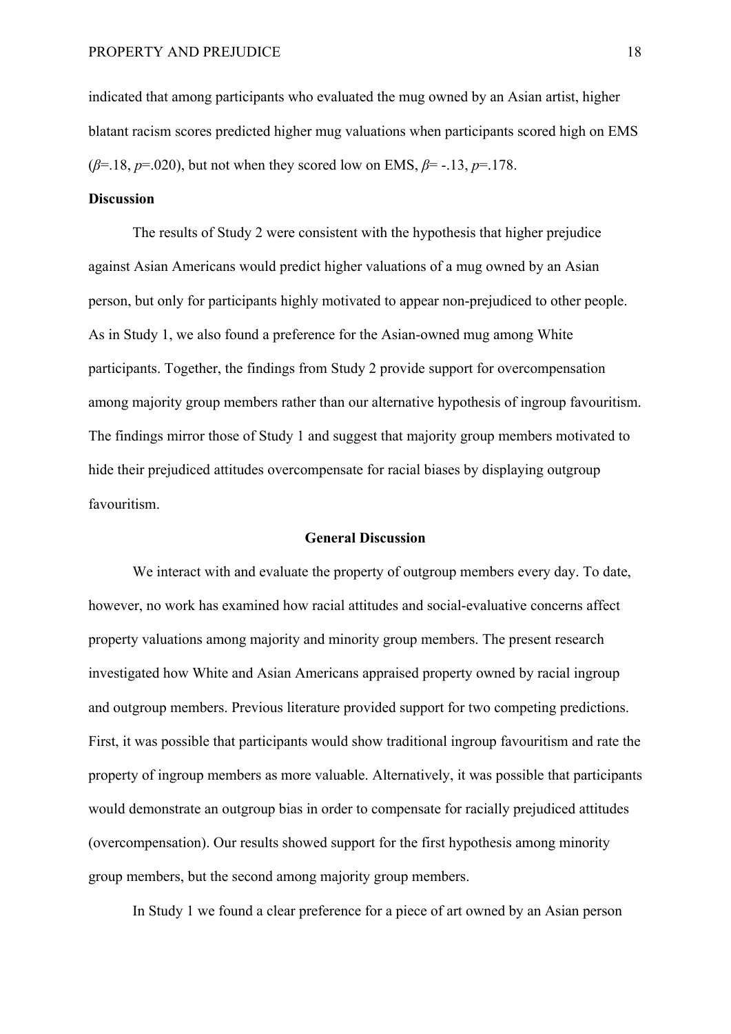indicated that among participants who evaluated the mug owned by an Asian artist, higher blatant racism scores predicted higher mug valuations when participants scored high on EMS ($\beta$=.18, $p$=.020), but not when they scored low on EMS, $\beta$= -.13, $p$=.178.

**Discussion**

The results of Study 2 were consistent with the hypothesis that higher prejudice against Asian Americans would predict higher valuations of a mug owned by an Asian person, but only for participants highly motivated to appear non-prejudiced to other people. As in Study 1, we also found a preference for the Asian-owned mug among White participants. Together, the findings from Study 2 provide support for overcompensation among majority group members rather than our alternative hypothesis of ingroup favouritism. The findings mirror those of Study 1 and suggest that majority group members motivated to hide their prejudiced attitudes overcompensate for racial biases by displaying outgroup favouritism.

## General Discussion

We interact with and evaluate the property of outgroup members every day. To date, however, no work has examined how racial attitudes and social-evaluative concerns affect property valuations among majority and minority group members. The present research investigated how White and Asian Americans appraised property owned by racial ingroup and outgroup members. Previous literature provided support for two competing predictions. First, it was possible that participants would show traditional ingroup favouritism and rate the property of ingroup members as more valuable. Alternatively, it was possible that participants would demonstrate an outgroup bias in order to compensate for racially prejudiced attitudes (overcompensation). Our results showed support for the first hypothesis among minority group members, but the second among majority group members.

In Study 1 we found a clear preference for a piece of art owned by an Asian person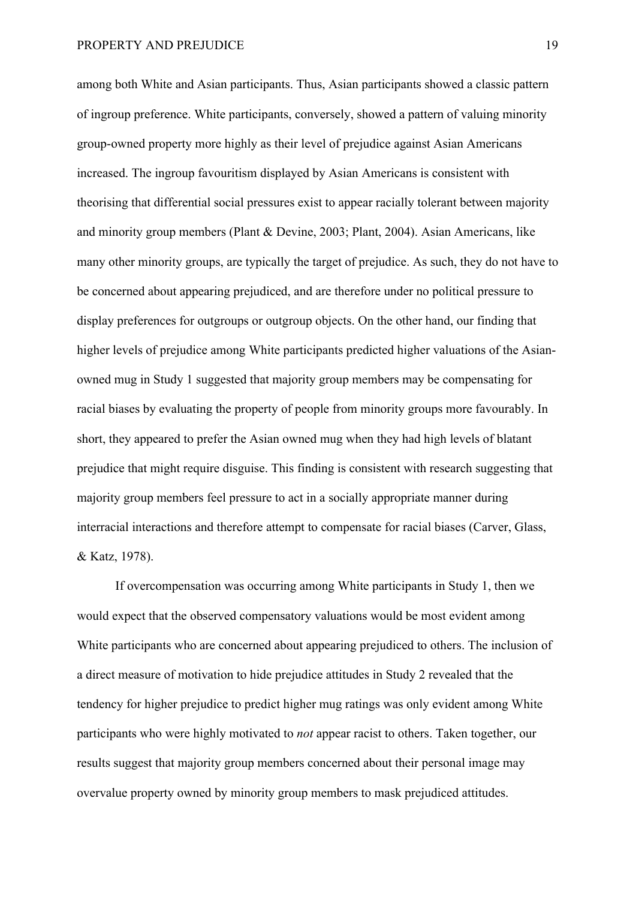among both White and Asian participants. Thus, Asian participants showed a classic pattern of ingroup preference. White participants, conversely, showed a pattern of valuing minority group-owned property more highly as their level of prejudice against Asian Americans increased. The ingroup favouritism displayed by Asian Americans is consistent with theorising that differential social pressures exist to appear racially tolerant between majority and minority group members (Plant & Devine, 2003; Plant, 2004). Asian Americans, like many other minority groups, are typically the target of prejudice. As such, they do not have to be concerned about appearing prejudiced, and are therefore under no political pressure to display preferences for outgroups or outgroup objects. On the other hand, our finding that higher levels of prejudice among White participants predicted higher valuations of the Asian-owned mug in Study 1 suggested that majority group members may be compensating for racial biases by evaluating the property of people from minority groups more favourably. In short, they appeared to prefer the Asian owned mug when they had high levels of blatant prejudice that might require disguise. This finding is consistent with research suggesting that majority group members feel pressure to act in a socially appropriate manner during interracial interactions and therefore attempt to compensate for racial biases (Carver, Glass, & Katz, 1978).

If overcompensation was occurring among White participants in Study 1, then we would expect that the observed compensatory valuations would be most evident among White participants who are concerned about appearing prejudiced to others. The inclusion of a direct measure of motivation to hide prejudice attitudes in Study 2 revealed that the tendency for higher prejudice to predict higher mug ratings was only evident among White participants who were highly motivated to *not* appear racist to others. Taken together, our results suggest that majority group members concerned about their personal image may overvalue property owned by minority group members to mask prejudiced attitudes.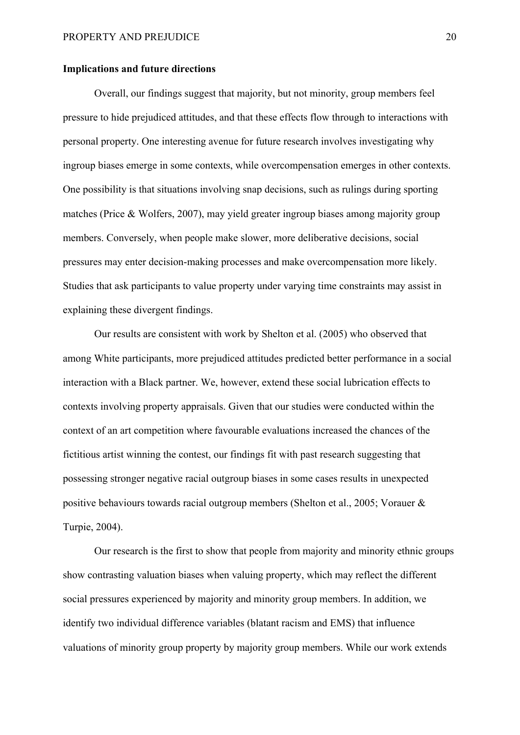**Implications and future directions**

Overall, our findings suggest that majority, but not minority, group members feel pressure to hide prejudiced attitudes, and that these effects flow through to interactions with personal property. One interesting avenue for future research involves investigating why ingroup biases emerge in some contexts, while overcompensation emerges in other contexts. One possibility is that situations involving snap decisions, such as rulings during sporting matches (Price & Wolfers, 2007), may yield greater ingroup biases among majority group members. Conversely, when people make slower, more deliberative decisions, social pressures may enter decision-making processes and make overcompensation more likely. Studies that ask participants to value property under varying time constraints may assist in explaining these divergent findings.

Our results are consistent with work by Shelton et al. (2005) who observed that among White participants, more prejudiced attitudes predicted better performance in a social interaction with a Black partner. We, however, extend these social lubrication effects to contexts involving property appraisals. Given that our studies were conducted within the context of an art competition where favourable evaluations increased the chances of the fictitious artist winning the contest, our findings fit with past research suggesting that possessing stronger negative racial outgroup biases in some cases results in unexpected positive behaviours towards racial outgroup members (Shelton et al., 2005; Vorauer & Turpie, 2004).

Our research is the first to show that people from majority and minority ethnic groups show contrasting valuation biases when valuing property, which may reflect the different social pressures experienced by majority and minority group members. In addition, we identify two individual difference variables (blatant racism and EMS) that influence valuations of minority group property by majority group members. While our work extends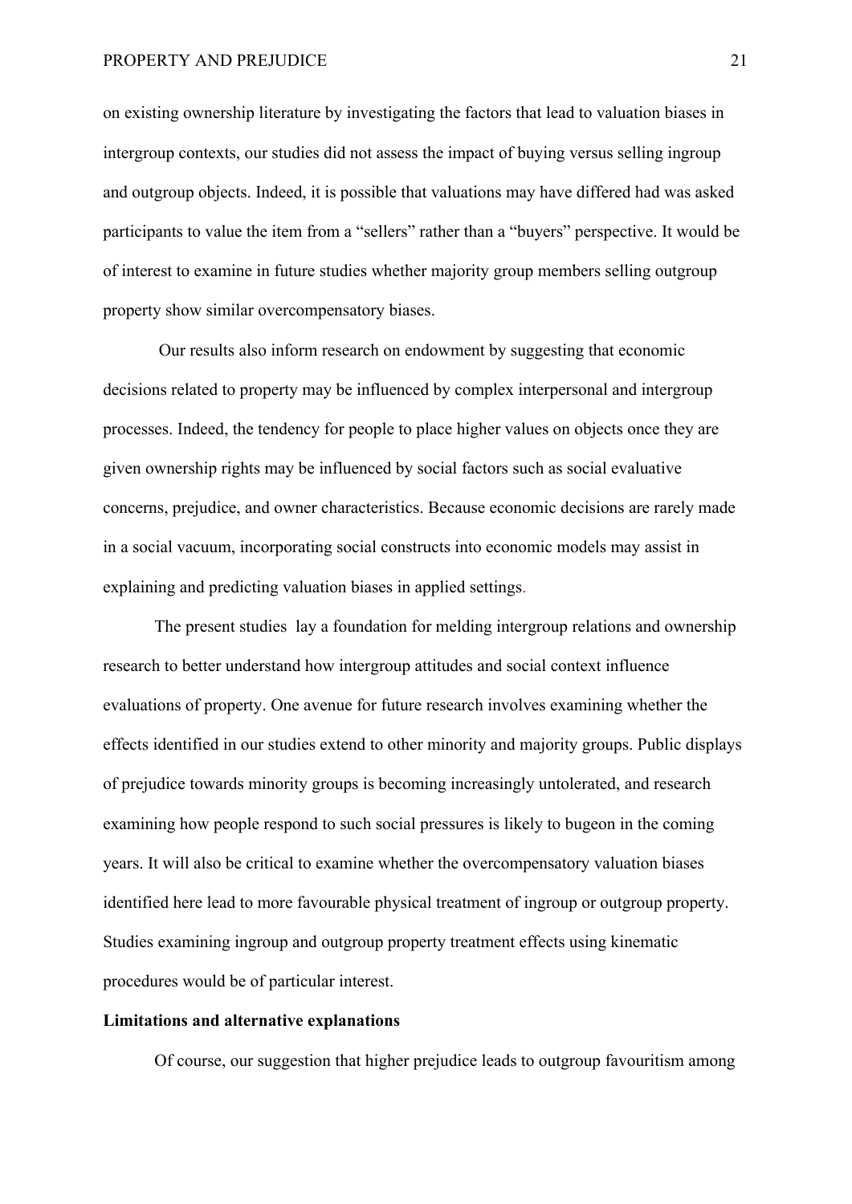on existing ownership literature by investigating the factors that lead to valuation biases in intergroup contexts, our studies did not assess the impact of buying versus selling ingroup and outgroup objects. Indeed, it is possible that valuations may have differed had was asked participants to value the item from a "sellers" rather than a "buyers" perspective. It would be of interest to examine in future studies whether majority group members selling outgroup property show similar overcompensatory biases.

Our results also inform research on endowment by suggesting that economic decisions related to property may be influenced by complex interpersonal and intergroup processes. Indeed, the tendency for people to place higher values on objects once they are given ownership rights may be influenced by social factors such as social evaluative concerns, prejudice, and owner characteristics. Because economic decisions are rarely made in a social vacuum, incorporating social constructs into economic models may assist in explaining and predicting valuation biases in applied settings.

The present studies lay a foundation for melding intergroup relations and ownership research to better understand how intergroup attitudes and social context influence evaluations of property. One avenue for future research involves examining whether the effects identified in our studies extend to other minority and majority groups. Public displays of prejudice towards minority groups is becoming increasingly untolerated, and research examining how people respond to such social pressures is likely to bugeon in the coming years. It will also be critical to examine whether the overcompensatory valuation biases identified here lead to more favourable physical treatment of ingroup or outgroup property. Studies examining ingroup and outgroup property treatment effects using kinematic procedures would be of particular interest.

**Limitations and alternative explanations**

Of course, our suggestion that higher prejudice leads to outgroup favouritism among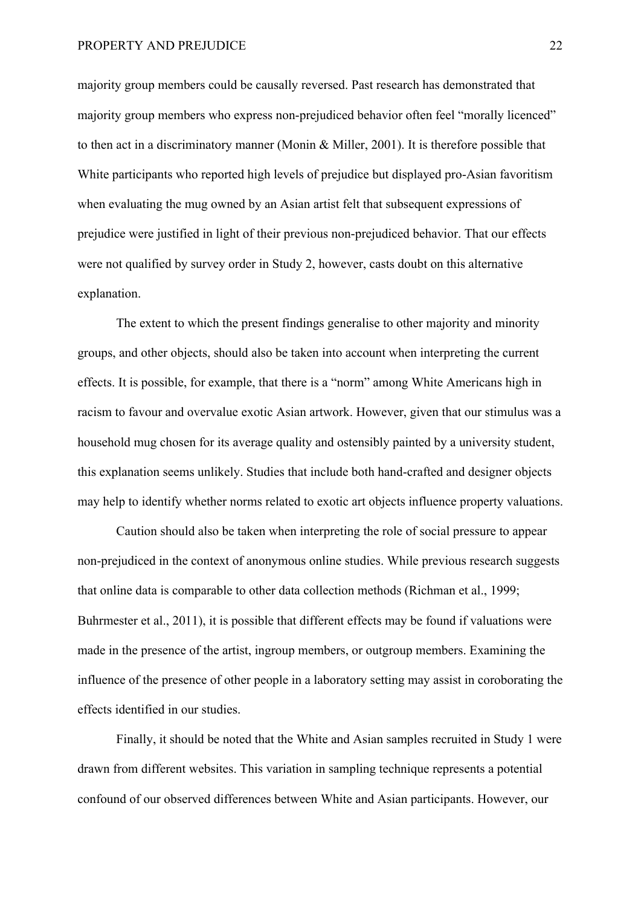majority group members could be causally reversed. Past research has demonstrated that majority group members who express non-prejudiced behavior often feel "morally licenced" to then act in a discriminatory manner (Monin & Miller, 2001). It is therefore possible that White participants who reported high levels of prejudice but displayed pro-Asian favoritism when evaluating the mug owned by an Asian artist felt that subsequent expressions of prejudice were justified in light of their previous non-prejudiced behavior. That our effects were not qualified by survey order in Study 2, however, casts doubt on this alternative explanation.

The extent to which the present findings generalise to other majority and minority groups, and other objects, should also be taken into account when interpreting the current effects. It is possible, for example, that there is a "norm" among White Americans high in racism to favour and overvalue exotic Asian artwork. However, given that our stimulus was a household mug chosen for its average quality and ostensibly painted by a university student, this explanation seems unlikely. Studies that include both hand-crafted and designer objects may help to identify whether norms related to exotic art objects influence property valuations.

Caution should also be taken when interpreting the role of social pressure to appear non-prejudiced in the context of anonymous online studies. While previous research suggests that online data is comparable to other data collection methods (Richman et al., 1999; Buhrmester et al., 2011), it is possible that different effects may be found if valuations were made in the presence of the artist, ingroup members, or outgroup members. Examining the influence of the presence of other people in a laboratory setting may assist in coroborating the effects identified in our studies.

Finally, it should be noted that the White and Asian samples recruited in Study 1 were drawn from different websites. This variation in sampling technique represents a potential confound of our observed differences between White and Asian participants. However, our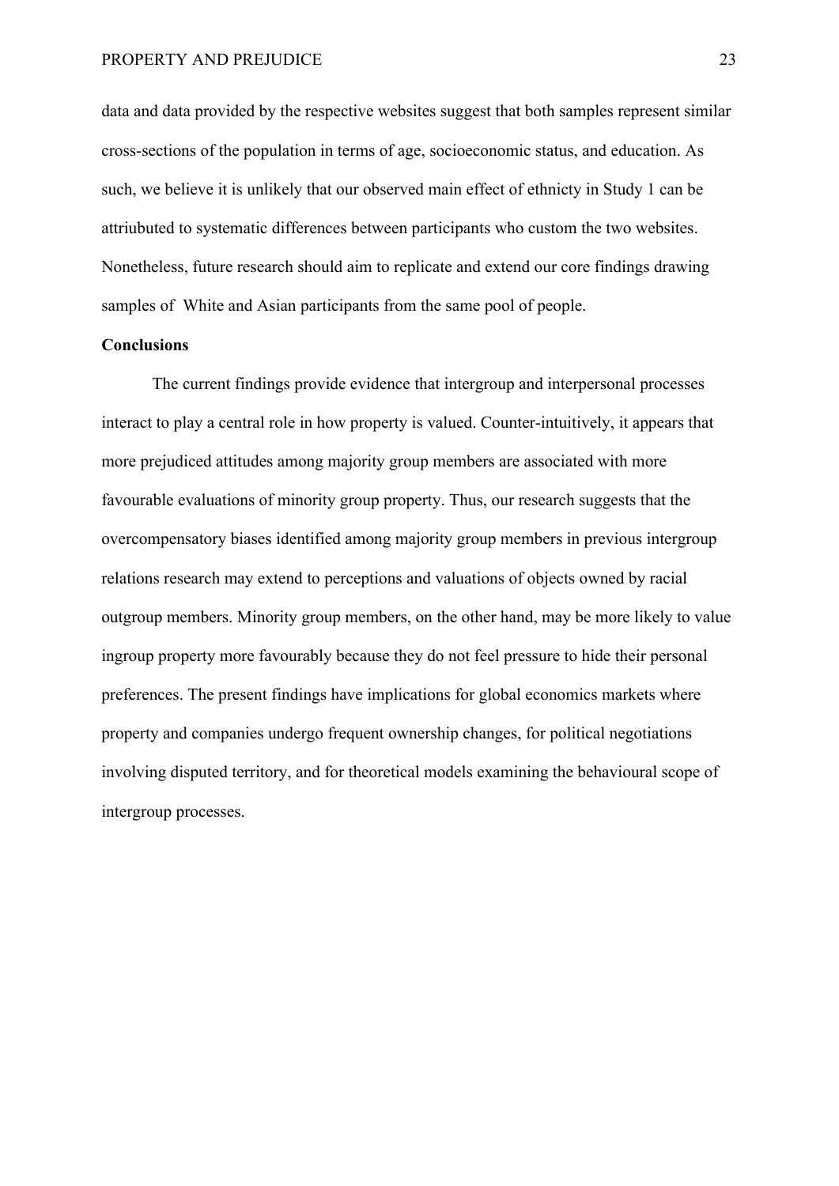data and data provided by the respective websites suggest that both samples represent similar cross-sections of the population in terms of age, socioeconomic status, and education. As such, we believe it is unlikely that our observed main effect of ethnicty in Study 1 can be attriubuted to systematic differences between participants who custom the two websites. Nonetheless, future research should aim to replicate and extend our core findings drawing samples of White and Asian participants from the same pool of people.

**Conclusions**

The current findings provide evidence that intergroup and interpersonal processes interact to play a central role in how property is valued. Counter-intuitively, it appears that more prejudiced attitudes among majority group members are associated with more favourable evaluations of minority group property. Thus, our research suggests that the overcompensatory biases identified among majority group members in previous intergroup relations research may extend to perceptions and valuations of objects owned by racial outgroup members. Minority group members, on the other hand, may be more likely to value ingroup property more favourably because they do not feel pressure to hide their personal preferences. The present findings have implications for global economics markets where property and companies undergo frequent ownership changes, for political negotiations involving disputed territory, and for theoretical models examining the behavioural scope of intergroup processes.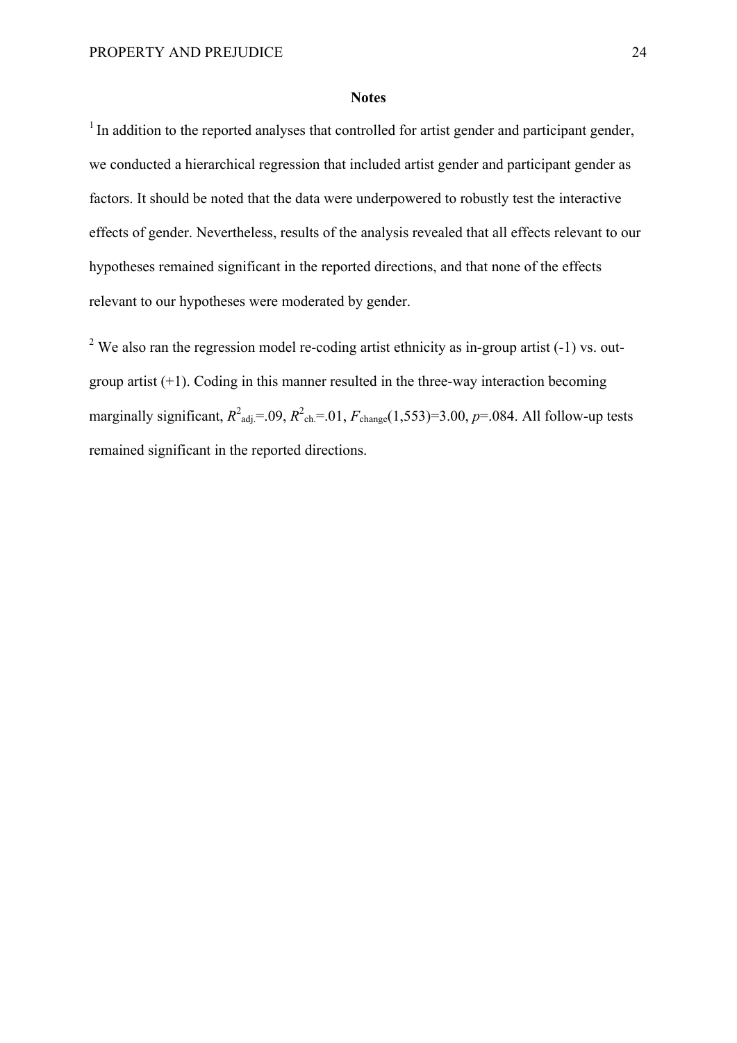## Notes

[1] In addition to the reported analyses that controlled for artist gender and participant gender, we conducted a hierarchical regression that included artist gender and participant gender as factors. It should be noted that the data were underpowered to robustly test the interactive effects of gender. Nevertheless, results of the analysis revealed that all effects relevant to our hypotheses remained significant in the reported directions, and that none of the effects relevant to our hypotheses were moderated by gender.

[2] We also ran the regression model re-coding artist ethnicity as in-group artist (-1) vs. out-group artist (+1). Coding in this manner resulted in the three-way interaction becoming marginally significant, $R^2_{adj.}$=.09, $R^2_{ch.}$=.01, $F_{change}(1,553)$=3.00, $p$=.084. All follow-up tests remained significant in the reported directions.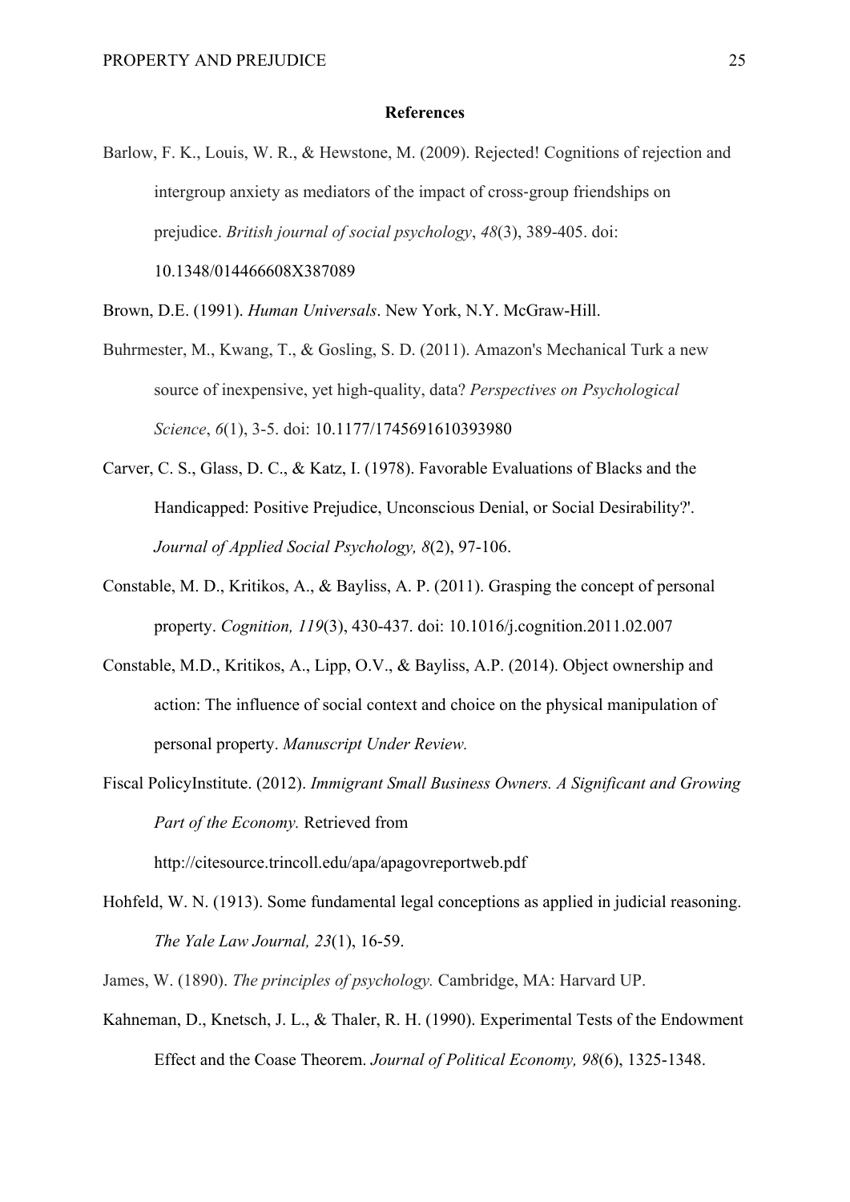**References**

Barlow, F. K., Louis, W. R., & Hewstone, M. (2009). Rejected! Cognitions of rejection and intergroup anxiety as mediators of the impact of cross-group friendships on prejudice. *British journal of social psychology*, *48*(3), 389-405. doi: 10.1348/014466608X387089

Brown, D.E. (1991). *Human Universals*. New York, N.Y. McGraw-Hill.

Buhrmester, M., Kwang, T., & Gosling, S. D. (2011). Amazon's Mechanical Turk a new source of inexpensive, yet high-quality, data? *Perspectives on Psychological Science*, *6*(1), 3-5. doi: 10.1177/1745691610393980

Carver, C. S., Glass, D. C., & Katz, I. (1978). Favorable Evaluations of Blacks and the Handicapped: Positive Prejudice, Unconscious Denial, or Social Desirability?'. *Journal of Applied Social Psychology, 8*(2), 97-106.

Constable, M. D., Kritikos, A., & Bayliss, A. P. (2011). Grasping the concept of personal property. *Cognition, 119*(3), 430-437. doi: 10.1016/j.cognition.2011.02.007

Constable, M.D., Kritikos, A., Lipp, O.V., & Bayliss, A.P. (2014). Object ownership and action: The influence of social context and choice on the physical manipulation of personal property. *Manuscript Under Review.*

Fiscal PolicyInstitute. (2012). *Immigrant Small Business Owners. A Significant and Growing Part of the Economy.* Retrieved from http://citesource.trincoll.edu/apa/apagovreportweb.pdf

Hohfeld, W. N. (1913). Some fundamental legal conceptions as applied in judicial reasoning. *The Yale Law Journal, 23*(1), 16-59.

James, W. (1890). *The principles of psychology.* Cambridge, MA: Harvard UP.

Kahneman, D., Knetsch, J. L., & Thaler, R. H. (1990). Experimental Tests of the Endowment Effect and the Coase Theorem. *Journal of Political Economy, 98*(6), 1325-1348.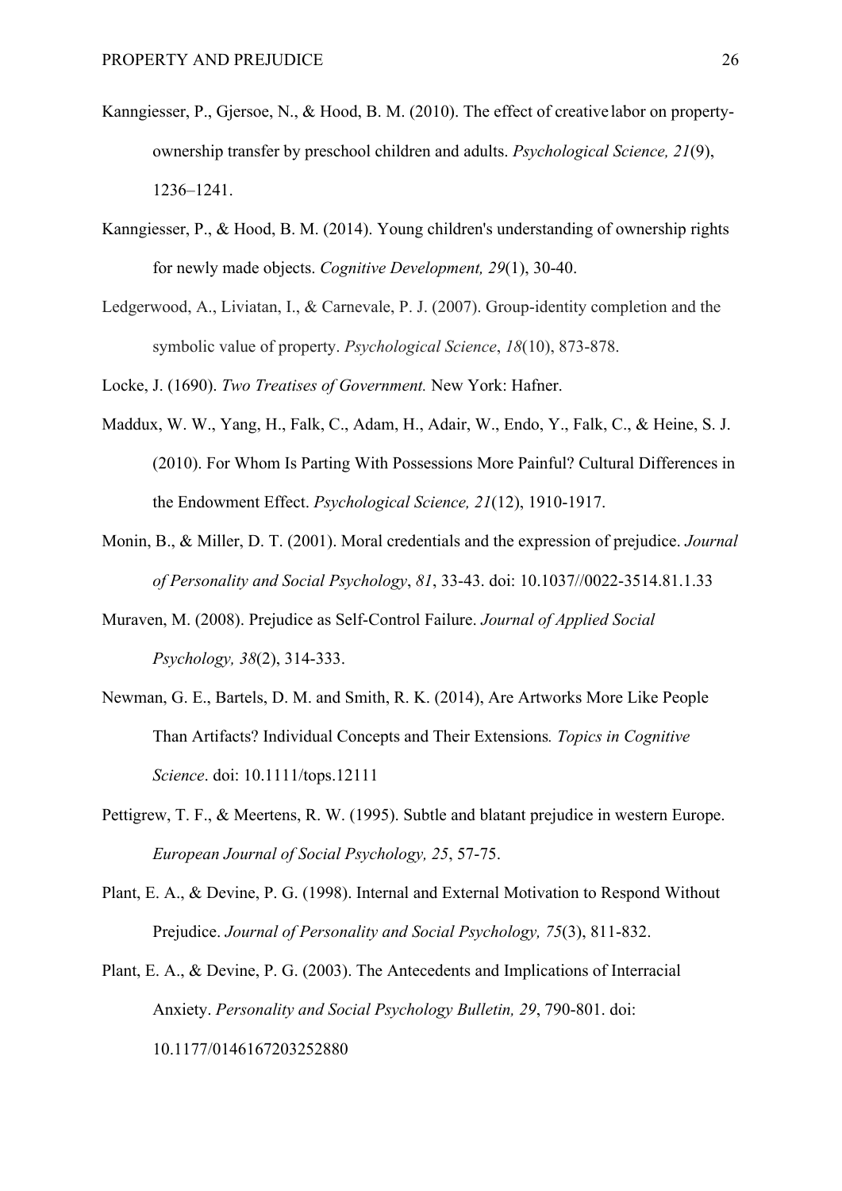Kanngiesser, P., Gjersoe, N., & Hood, B. M. (2010). The effect of creative labor on property-ownership transfer by preschool children and adults. *Psychological Science, 21*(9), 1236–1241.

Kanngiesser, P., & Hood, B. M. (2014). Young children's understanding of ownership rights for newly made objects. *Cognitive Development, 29*(1), 30-40.

Ledgerwood, A., Liviatan, I., & Carnevale, P. J. (2007). Group-identity completion and the symbolic value of property. *Psychological Science*, *18*(10), 873-878.

Locke, J. (1690). *Two Treatises of Government.* New York: Hafner.

Maddux, W. W., Yang, H., Falk, C., Adam, H., Adair, W., Endo, Y., Falk, C., & Heine, S. J. (2010). For Whom Is Parting With Possessions More Painful? Cultural Differences in the Endowment Effect. *Psychological Science, 21*(12), 1910-1917.

Monin, B., & Miller, D. T. (2001). Moral credentials and the expression of prejudice. *Journal of Personality and Social Psychology*, *81*, 33-43. doi: 10.1037//0022-3514.81.1.33

Muraven, M. (2008). Prejudice as Self-Control Failure. *Journal of Applied Social Psychology, 38*(2), 314-333.

Newman, G. E., Bartels, D. M. and Smith, R. K. (2014), Are Artworks More Like People Than Artifacts? Individual Concepts and Their Extensions*. Topics in Cognitive Science*. doi: 10.1111/tops.12111

Pettigrew, T. F., & Meertens, R. W. (1995). Subtle and blatant prejudice in western Europe. *European Journal of Social Psychology, 25*, 57-75.

Plant, E. A., & Devine, P. G. (1998). Internal and External Motivation to Respond Without Prejudice. *Journal of Personality and Social Psychology, 75*(3), 811-832.

Plant, E. A., & Devine, P. G. (2003). The Antecedents and Implications of Interracial Anxiety. *Personality and Social Psychology Bulletin, 29*, 790-801. doi: 10.1177/0146167203252880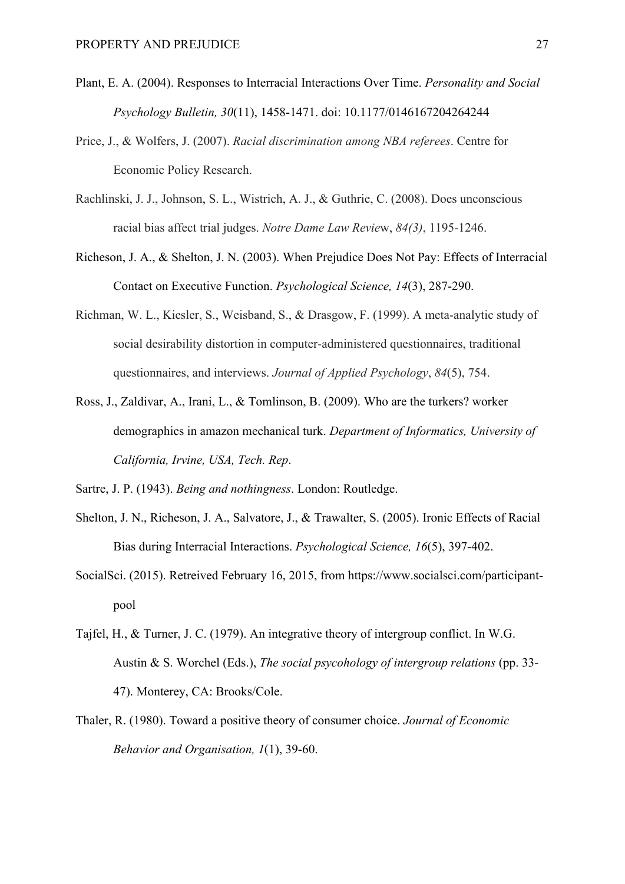Plant, E. A. (2004). Responses to Interracial Interactions Over Time. *Personality and Social Psychology Bulletin, 30*(11), 1458-1471. doi: 10.1177/0146167204264244

Price, J., & Wolfers, J. (2007). *Racial discrimination among NBA referees*. Centre for Economic Policy Research.

Rachlinski, J. J., Johnson, S. L., Wistrich, A. J., & Guthrie, C. (2008). Does unconscious racial bias affect trial judges. *Notre Dame Law Review*, *84(3)*, 1195-1246.

Richeson, J. A., & Shelton, J. N. (2003). When Prejudice Does Not Pay: Effects of Interracial Contact on Executive Function. *Psychological Science, 14*(3), 287-290.

Richman, W. L., Kiesler, S., Weisband, S., & Drasgow, F. (1999). A meta-analytic study of social desirability distortion in computer-administered questionnaires, traditional questionnaires, and interviews. *Journal of Applied Psychology*, *84*(5), 754.

Ross, J., Zaldivar, A., Irani, L., & Tomlinson, B. (2009). Who are the turkers? worker demographics in amazon mechanical turk. *Department of Informatics, University of California, Irvine, USA, Tech. Rep*.

Sartre, J. P. (1943). *Being and nothingness*. London: Routledge.

Shelton, J. N., Richeson, J. A., Salvatore, J., & Trawalter, S. (2005). Ironic Effects of Racial Bias during Interracial Interactions. *Psychological Science, 16*(5), 397-402.

SocialSci. (2015). Retreived February 16, 2015, from https://www.socialsci.com/participant-pool

Tajfel, H., & Turner, J. C. (1979). An integrative theory of intergroup conflict. In W.G. Austin & S. Worchel (Eds.), *The social psycohology of intergroup relations* (pp. 33-47). Monterey, CA: Brooks/Cole.

Thaler, R. (1980). Toward a positive theory of consumer choice. *Journal of Economic Behavior and Organisation, 1*(1), 39-60.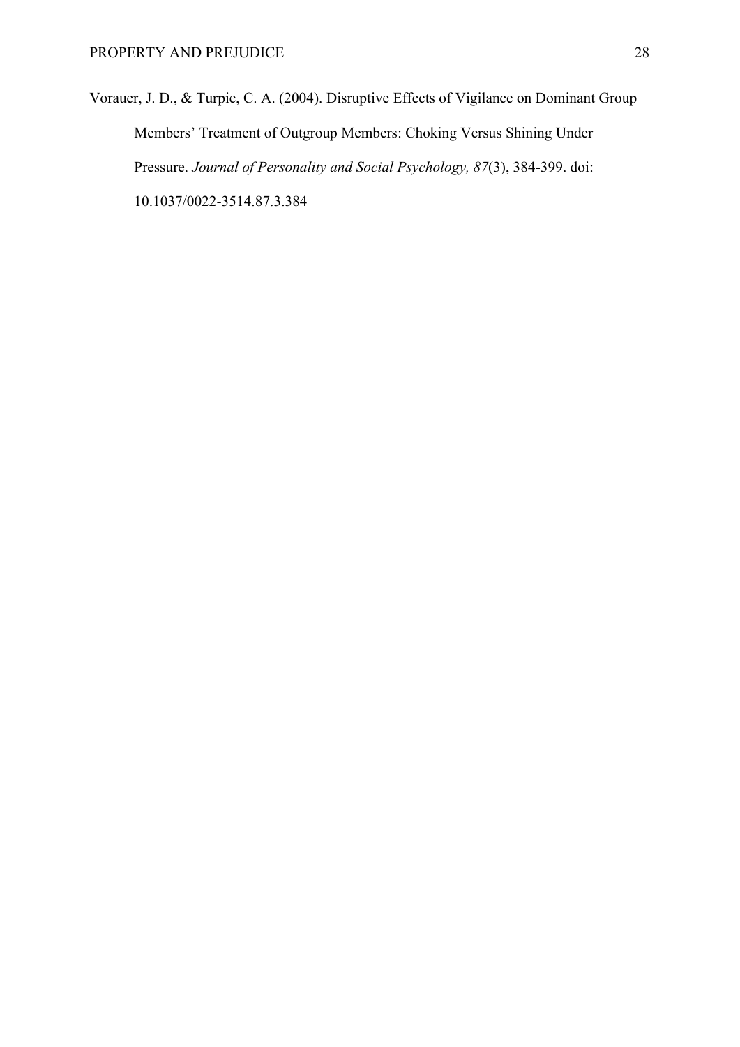Vorauer, J. D., & Turpie, C. A. (2004). Disruptive Effects of Vigilance on Dominant Group Members' Treatment of Outgroup Members: Choking Versus Shining Under Pressure. *Journal of Personality and Social Psychology, 87*(3), 384-399. doi: 10.1037/0022-3514.87.3.384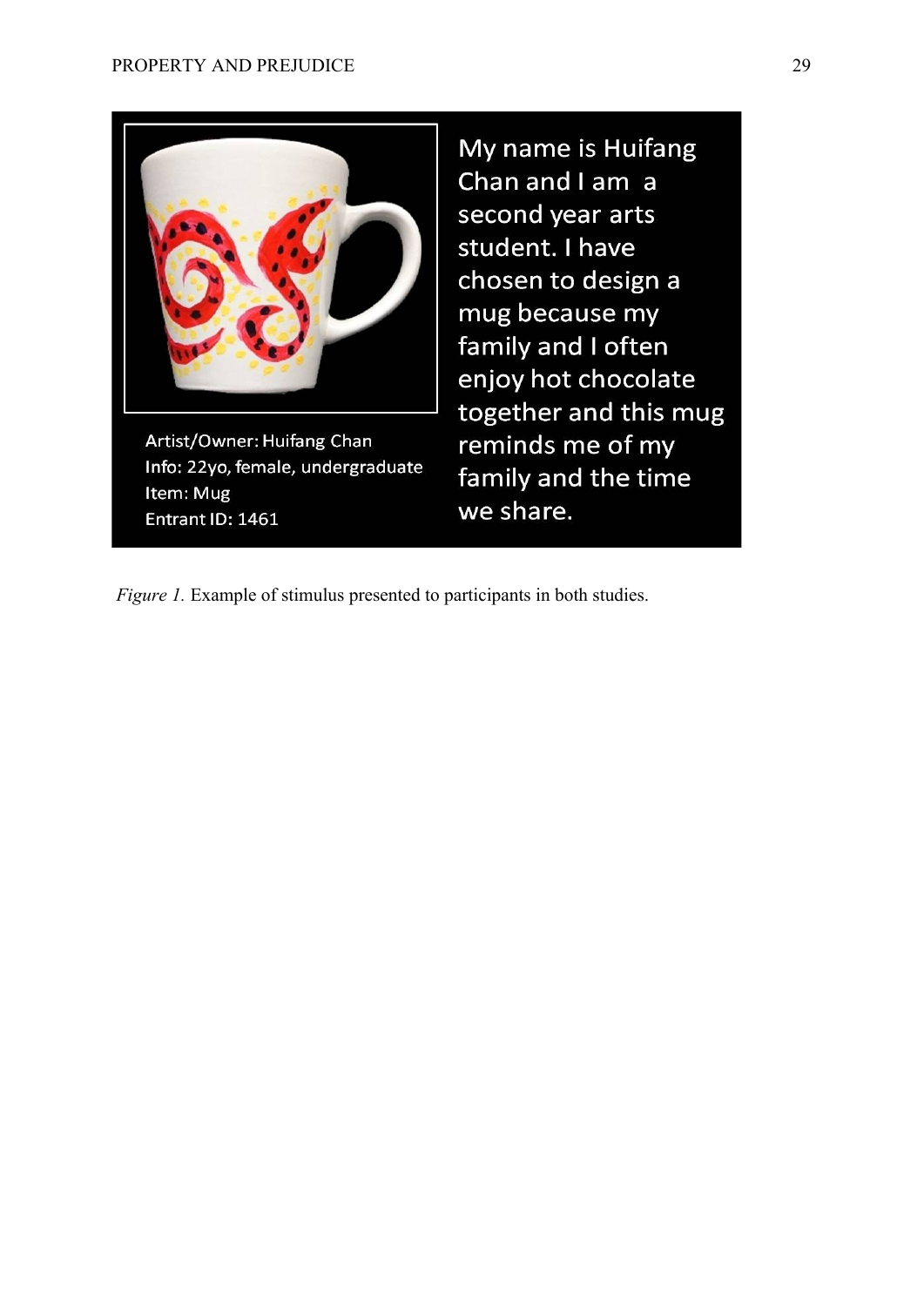My name is Huifang Chan and I am a second year arts student. I have chosen to design a mug because my family and I often enjoy hot chocolate together and this mug reminds me of my family and the time we share.

Artist/Owner: Huifang Chan
Info: 22yo, female, undergraduate
Item: Mug
Entrant ID: 1461

*Figure 1.* Example of stimulus presented to participants in both studies.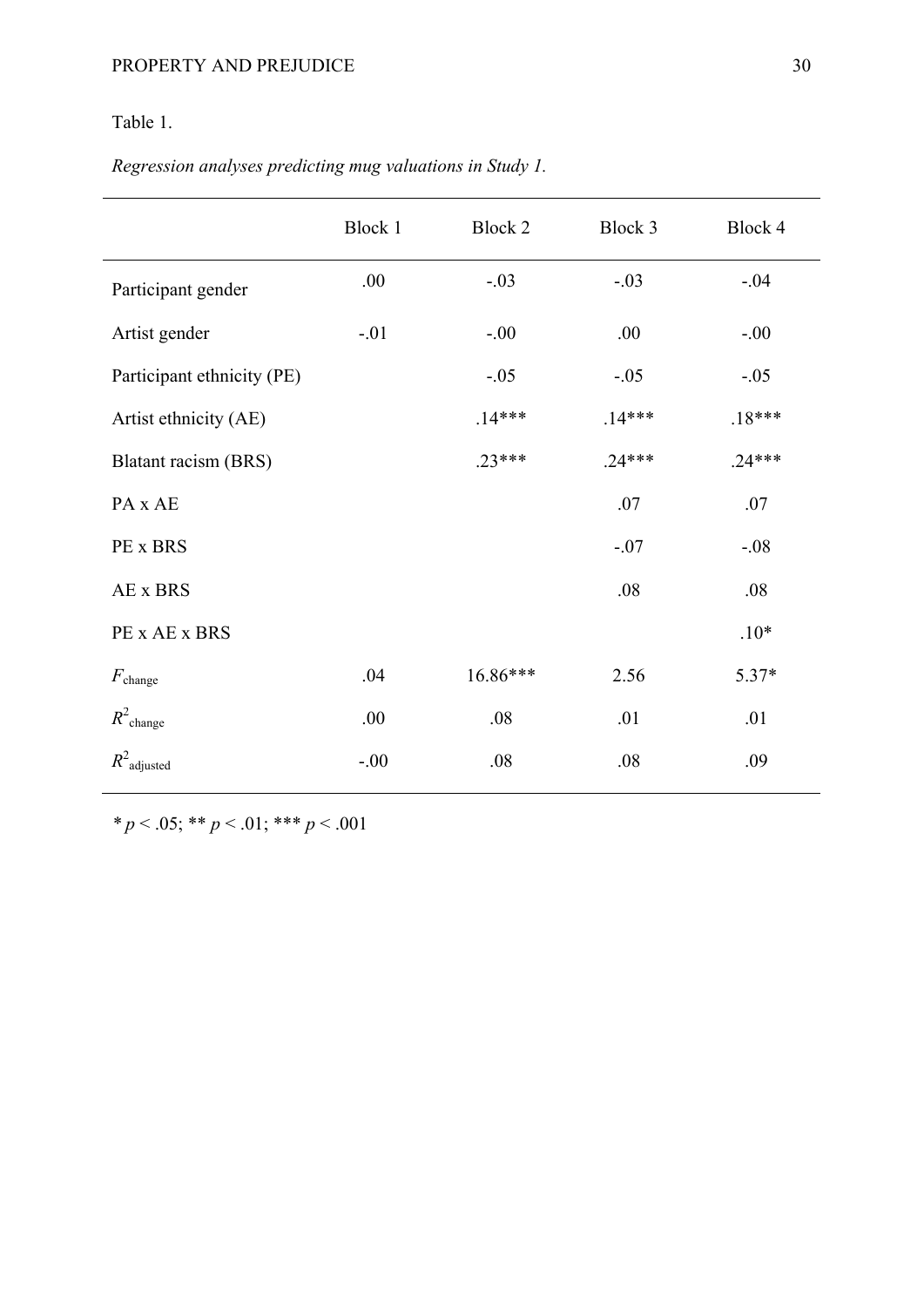Table 1.

*Regression analyses predicting mug valuations in Study 1.*

| | Block 1 | Block 2 | Block 3 | Block 4 |
|---|---|---|---|---|
| Participant gender | .00 | -.03 | -.03 | -.04 |
| Artist gender | -.01 | -.00 | .00 | -.00 |
| Participant ethnicity (PE) | | -.05 | -.05 | -.05 |
| Artist ethnicity (AE) | | .14*** | .14*** | .18*** |
| Blatant racism (BRS) | | .23*** | .24*** | .24*** |
| PA x AE | | | .07 | .07 |
| PE x BRS | | | -.07 | -.08 |
| AE x BRS | | | .08 | .08 |
| PE x AE x BRS | | | | .10* |
| $F_{\text{change}}$ | .04 | 16.86*** | 2.56 | 5.37* |
| $R^2_{\text{change}}$ | .00 | .08 | .01 | .01 |
| $R^2_{\text{adjusted}}$ | -.00 | .08 | .08 | .09 |

\* $p < .05$; ** $p < .01$; *** $p < .001$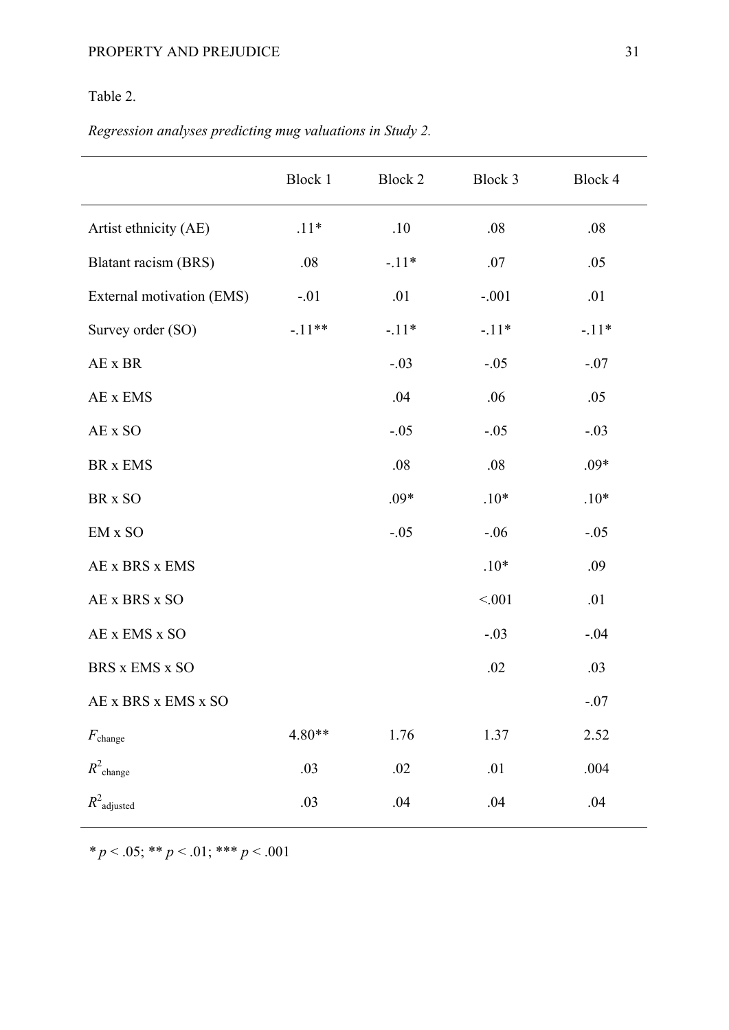Table 2.

*Regression analyses predicting mug valuations in Study 2.*

| | Block 1 | Block 2 | Block 3 | Block 4 |
|---|---|---|---|---|
| Artist ethnicity (AE) | .11* | .10 | .08 | .08 |
| Blatant racism (BRS) | .08 | -.11* | .07 | .05 |
| External motivation (EMS) | -.01 | .01 | -.001 | .01 |
| Survey order (SO) | -.11** | -.11* | -.11* | -.11* |
| AE x BR | | -.03 | -.05 | -.07 |
| AE x EMS | | .04 | .06 | .05 |
| AE x SO | | -.05 | -.05 | -.03 |
| BR x EMS | | .08 | .08 | .09* |
| BR x SO | | .09* | .10* | .10* |
| EM x SO | | -.05 | -.06 | -.05 |
| AE x BRS x EMS | | | .10* | .09 |
| AE x BRS x SO | | | <.001 | .01 |
| AE x EMS x SO | | | -.03 | -.04 |
| BRS x EMS x SO | | | .02 | .03 |
| AE x BRS x EMS x SO | | | | -.07 |
| $F_{change}$ | 4.80** | 1.76 | 1.37 | 2.52 |
| $R^2_{change}$ | .03 | .02 | .01 | .004 |
| $R^2_{adjusted}$ | .03 | .04 | .04 | .04 |

\* $p < .05$; ** $p < .01$; *** $p < .001$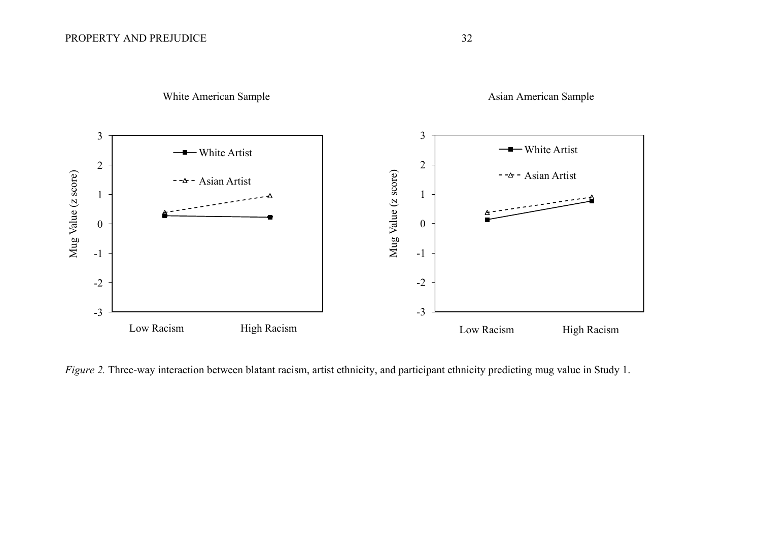White American Sample

Asian American Sample

*Figure 2.* Three-way interaction between blatant racism, artist ethnicity, and participant ethnicity predicting mug value in Study 1.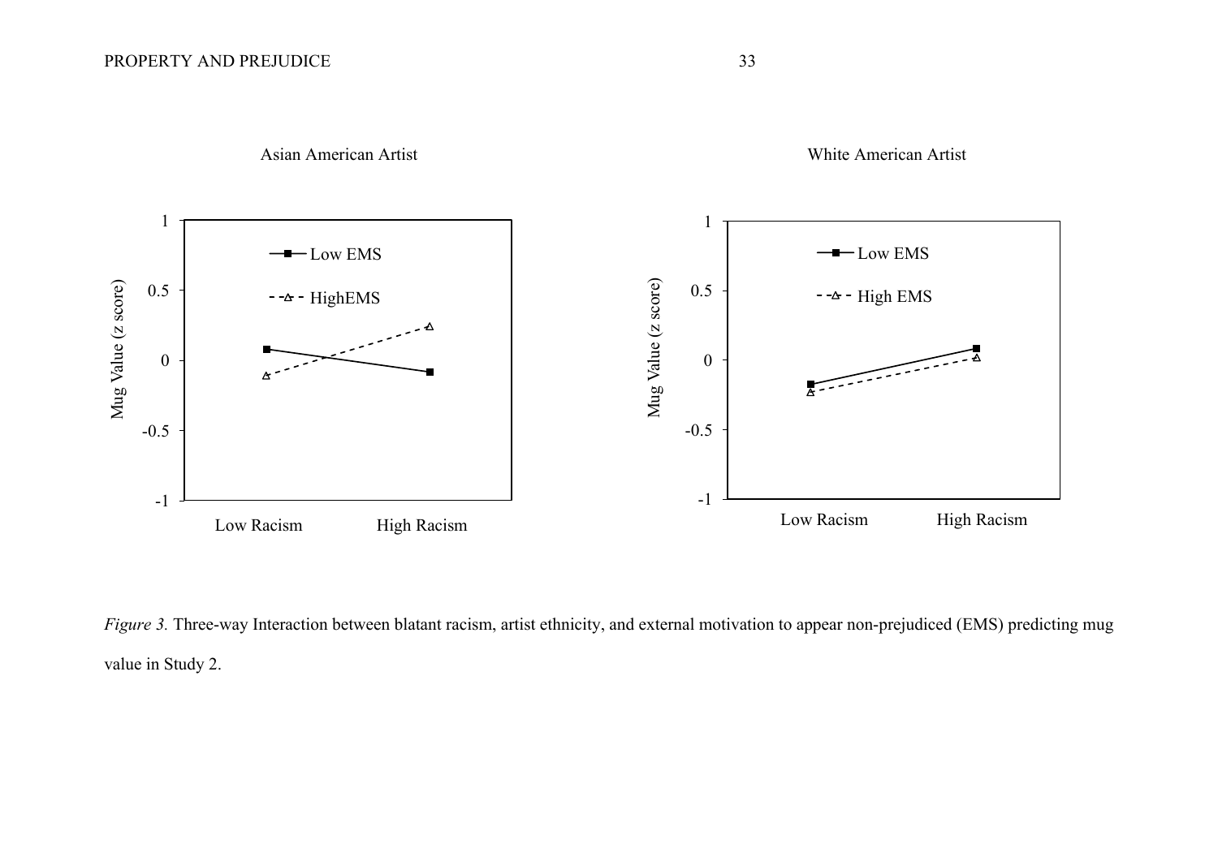Asian American Artist

Mug Value (z score)

1

0.5

0

-0.5

-1

Low EMS

HighEMS

Low Racism

High Racism

White American Artist

Mug Value (z score)

1

0.5

0

-0.5

-1

Low EMS

High EMS

Low Racism

High Racism

*Figure 3.* Three-way Interaction between blatant racism, artist ethnicity, and external motivation to appear non-prejudiced (EMS) predicting mug value in Study 2.